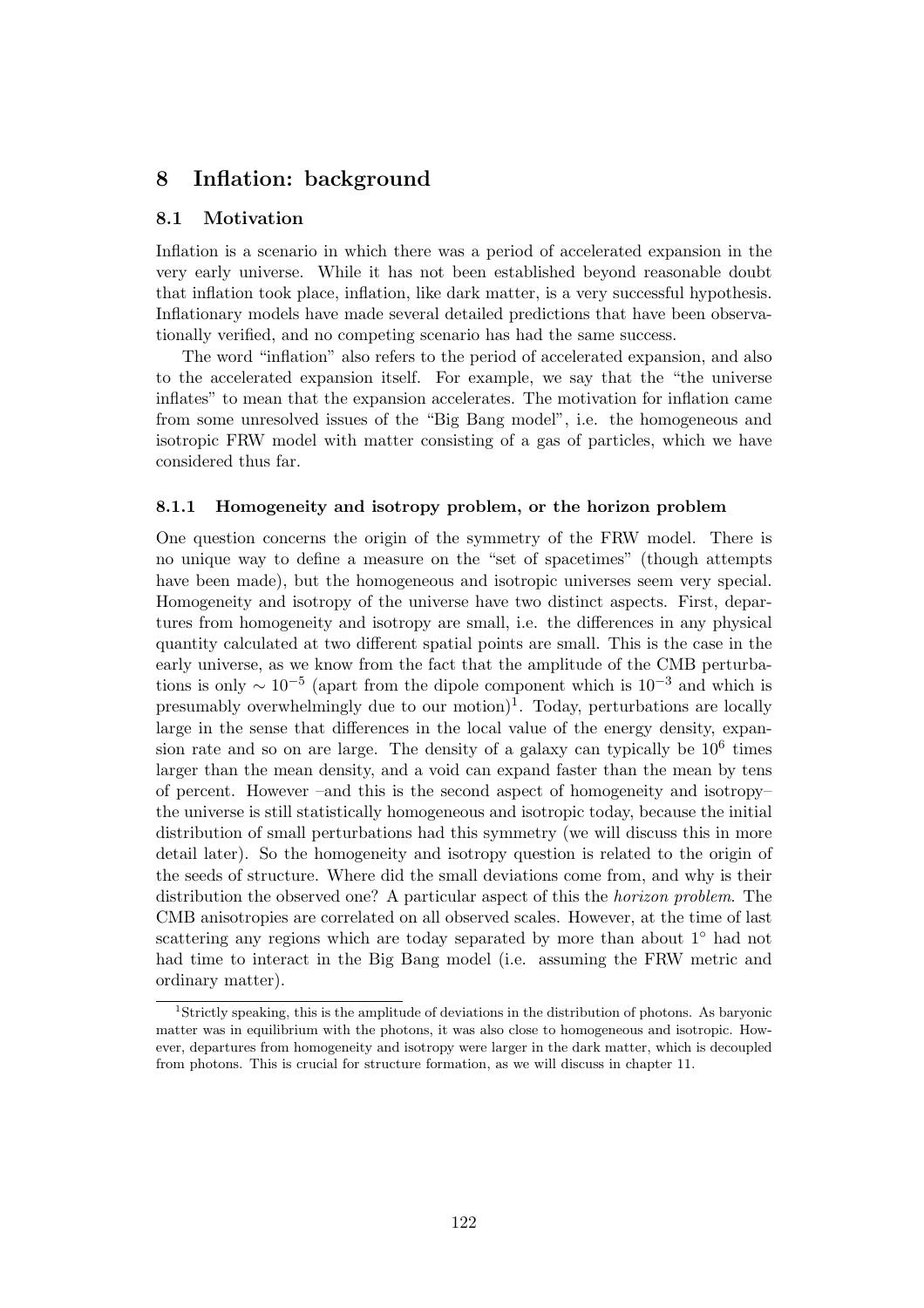# 8 Inflation: background

## 8.1 Motivation

Inflation is a scenario in which there was a period of accelerated expansion in the very early universe. While it has not been established beyond reasonable doubt that inflation took place, inflation, like dark matter, is a very successful hypothesis. Inflationary models have made several detailed predictions that have been observationally verified, and no competing scenario has had the same success.

The word "inflation" also refers to the period of accelerated expansion, and also to the accelerated expansion itself. For example, we say that the "the universe inflates" to mean that the expansion accelerates. The motivation for inflation came from some unresolved issues of the "Big Bang model", i.e. the homogeneous and isotropic FRW model with matter consisting of a gas of particles, which we have considered thus far.

### 8.1.1 Homogeneity and isotropy problem, or the horizon problem

One question concerns the origin of the symmetry of the FRW model. There is no unique way to define a measure on the "set of spacetimes" (though attempts have been made), but the homogeneous and isotropic universes seem very special. Homogeneity and isotropy of the universe have two distinct aspects. First, departures from homogeneity and isotropy are small, i.e. the differences in any physical quantity calculated at two different spatial points are small. This is the case in the early universe, as we know from the fact that the amplitude of the CMB perturbations is only $\sim 10^{-5}$ (apart from the dipole component which is $10^{-3}$ and which is presumably overwhelmingly due to our motion)[1]. Today, perturbations are locally large in the sense that differences in the local value of the energy density, expansion rate and so on are large. The density of a galaxy can typically be $10^6$ times larger than the mean density, and a void can expand faster than the mean by tens of percent. However –and this is the second aspect of homogeneity and isotropy– the universe is still statistically homogeneous and isotropic today, because the initial distribution of small perturbations had this symmetry (we will discuss this in more detail later). So the homogeneity and isotropy question is related to the origin of the seeds of structure. Where did the small deviations come from, and why is their distribution the observed one? A particular aspect of this the *horizon problem*. The CMB anisotropies are correlated on all observed scales. However, at the time of last scattering any regions which are today separated by more than about $1^\circ$ had not had time to interact in the Big Bang model (i.e. assuming the FRW metric and ordinary matter).

[1] Strictly speaking, this is the amplitude of deviations in the distribution of photons. As baryonic matter was in equilibrium with the photons, it was also close to homogeneous and isotropic. However, departures from homogeneity and isotropy were larger in the dark matter, which is decoupled from photons. This is crucial for structure formation, as we will discuss in chapter 11.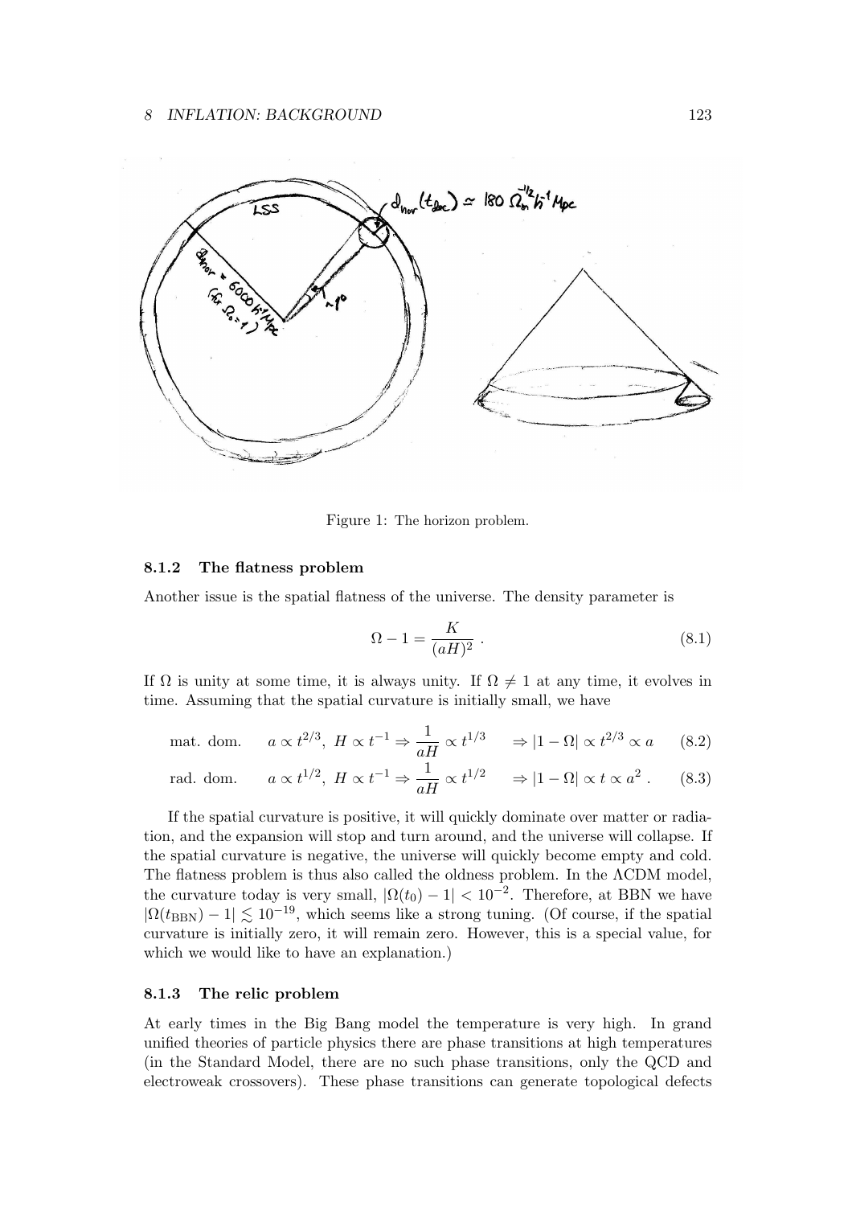Figure 1: The horizon problem.

### 8.1.2 The flatness problem

Another issue is the spatial flatness of the universe. The density parameter is

$$\Omega - 1 = \frac{K}{(aH)^2} \ . \tag{8.1}$$

If $\Omega$ is unity at some time, it is always unity. If $\Omega \neq 1$ at any time, it evolves in time. Assuming that the spatial curvature is initially small, we have

$$\text{mat. dom.} \qquad a \propto t^{2/3}, \ H \propto t^{-1} \Rightarrow \frac{1}{aH} \propto t^{1/3} \qquad \Rightarrow |1 - \Omega| \propto t^{2/3} \propto a \tag{8.2}$$

$$\text{rad. dom.} \qquad a \propto t^{1/2}, \ H \propto t^{-1} \Rightarrow \frac{1}{aH} \propto t^{1/2} \qquad \Rightarrow |1 - \Omega| \propto t \propto a^2 \ . \tag{8.3}$$

If the spatial curvature is positive, it will quickly dominate over matter or radiation, and the expansion will stop and turn around, and the universe will collapse. If the spatial curvature is negative, the universe will quickly become empty and cold. The flatness problem is thus also called the oldness problem. In the ΛCDM model, the curvature today is very small, $|\Omega(t_0) - 1| < 10^{-2}$. Therefore, at BBN we have $|\Omega(t_{\rm BBN}) - 1| \lesssim 10^{-19}$, which seems like a strong tuning. (Of course, if the spatial curvature is initially zero, it will remain zero. However, this is a special value, for which we would like to have an explanation.)

### 8.1.3 The relic problem

At early times in the Big Bang model the temperature is very high. In grand unified theories of particle physics there are phase transitions at high temperatures (in the Standard Model, there are no such phase transitions, only the QCD and electroweak crossovers). These phase transitions can generate topological defects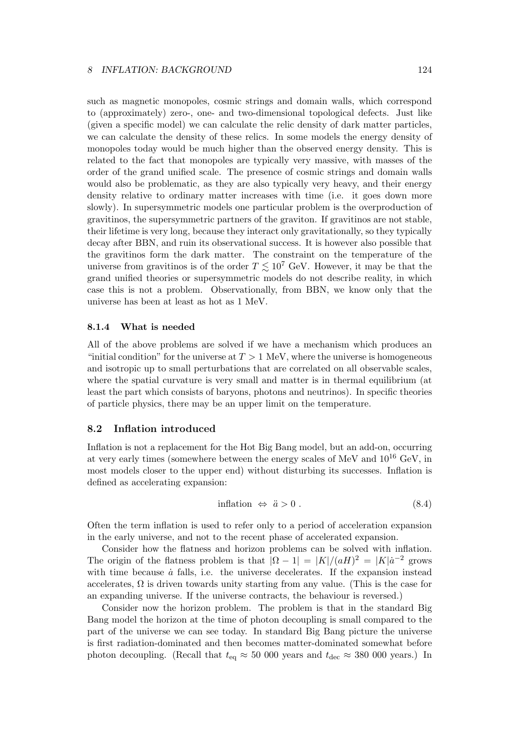such as magnetic monopoles, cosmic strings and domain walls, which correspond to (approximately) zero-, one- and two-dimensional topological defects. Just like (given a specific model) we can calculate the relic density of dark matter particles, we can calculate the density of these relics. In some models the energy density of monopoles today would be much higher than the observed energy density. This is related to the fact that monopoles are typically very massive, with masses of the order of the grand unified scale. The presence of cosmic strings and domain walls would also be problematic, as they are also typically very heavy, and their energy density relative to ordinary matter increases with time (i.e. it goes down more slowly). In supersymmetric models one particular problem is the overproduction of gravitinos, the supersymmetric partners of the graviton. If gravitinos are not stable, their lifetime is very long, because they interact only gravitationally, so they typically decay after BBN, and ruin its observational success. It is however also possible that the gravitinos form the dark matter. The constraint on the temperature of the universe from gravitinos is of the order $T \lesssim 10^7$ GeV. However, it may be that the grand unified theories or supersymmetric models do not describe reality, in which case this is not a problem. Observationally, from BBN, we know only that the universe has been at least as hot as 1 MeV.

### 8.1.4 What is needed

All of the above problems are solved if we have a mechanism which produces an "initial condition" for the universe at $T > 1$ MeV, where the universe is homogeneous and isotropic up to small perturbations that are correlated on all observable scales, where the spatial curvature is very small and matter is in thermal equilibrium (at least the part which consists of baryons, photons and neutrinos). In specific theories of particle physics, there may be an upper limit on the temperature.

## 8.2 Inflation introduced

Inflation is not a replacement for the Hot Big Bang model, but an add-on, occurring at very early times (somewhere between the energy scales of MeV and $10^{16}$ GeV, in most models closer to the upper end) without disturbing its successes. Inflation is defined as accelerating expansion:

$$\text{inflation} \;\Leftrightarrow\; \ddot{a} > 0 \; . \tag{8.4}$$

Often the term inflation is used to refer only to a period of acceleration expansion in the early universe, and not to the recent phase of accelerated expansion.

Consider how the flatness and horizon problems can be solved with inflation. The origin of the flatness problem is that $|\Omega - 1| = |K|/(aH)^2 = |K|\dot{a}^{-2}$ grows with time because $\dot{a}$ falls, i.e. the universe decelerates. If the expansion instead accelerates, $\Omega$ is driven towards unity starting from any value. (This is the case for an expanding universe. If the universe contracts, the behaviour is reversed.)

Consider now the horizon problem. The problem is that in the standard Big Bang model the horizon at the time of photon decoupling is small compared to the part of the universe we can see today. In standard Big Bang picture the universe is first radiation-dominated and then becomes matter-dominated somewhat before photon decoupling. (Recall that $t_{\text{eq}} \approx 50\ 000$ years and $t_{\text{dec}} \approx 380\ 000$ years.) In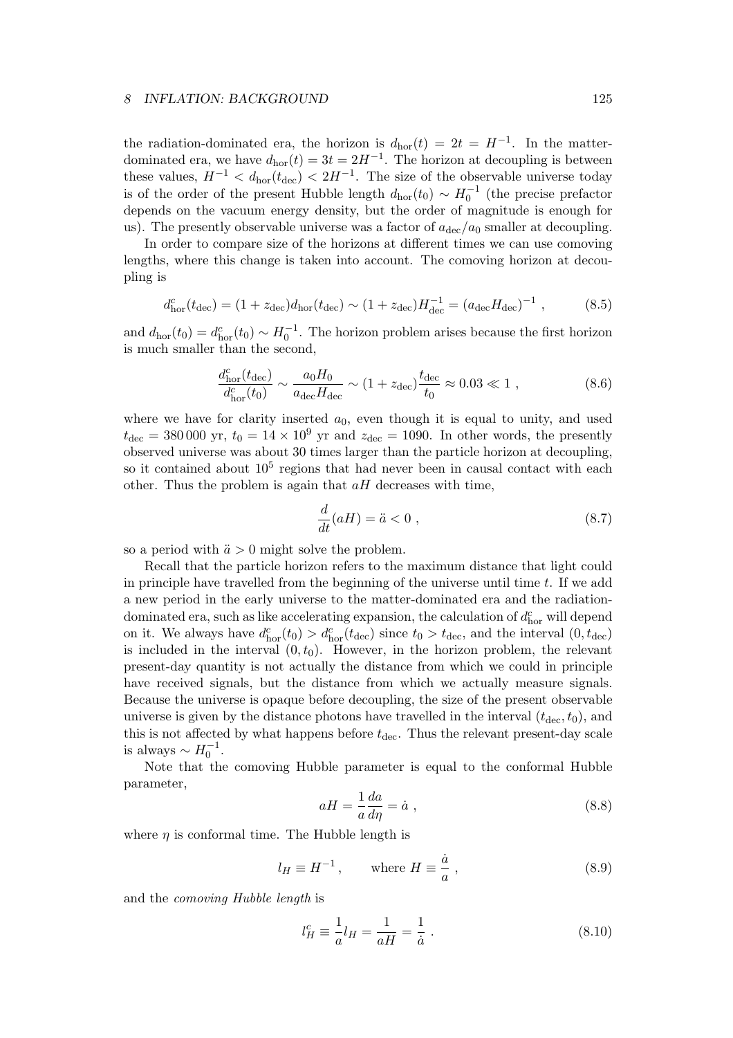the radiation-dominated era, the horizon is $d_{\rm hor}(t) = 2t = H^{-1}$. In the matter-dominated era, we have $d_{\rm hor}(t) = 3t = 2H^{-1}$. The horizon at decoupling is between these values, $H^{-1} < d_{\rm hor}(t_{\rm dec}) < 2H^{-1}$. The size of the observable universe today is of the order of the present Hubble length $d_{\rm hor}(t_0) \sim H_0^{-1}$ (the precise prefactor depends on the vacuum energy density, but the order of magnitude is enough for us). The presently observable universe was a factor of $a_{\rm dec}/a_0$ smaller at decoupling.

In order to compare size of the horizons at different times we can use comoving lengths, where this change is taken into account. The comoving horizon at decoupling is

$$d^c_{\rm hor}(t_{\rm dec}) = (1 + z_{\rm dec})d_{\rm hor}(t_{\rm dec}) \sim (1 + z_{\rm dec})H^{-1}_{\rm dec} = (a_{\rm dec}H_{\rm dec})^{-1} \ , \tag{8.5}$$

and $d_{\rm hor}(t_0) = d^c_{\rm hor}(t_0) \sim H_0^{-1}$. The horizon problem arises because the first horizon is much smaller than the second,

$$\frac{d^c_{\rm hor}(t_{\rm dec})}{d^c_{\rm hor}(t_0)} \sim \frac{a_0 H_0}{a_{\rm dec}H_{\rm dec}} \sim (1 + z_{\rm dec})\frac{t_{\rm dec}}{t_0} \approx 0.03 \ll 1 \ , \tag{8.6}$$

where we have for clarity inserted $a_0$, even though it is equal to unity, and used $t_{\rm dec} = 380\,000$ yr, $t_0 = 14 \times 10^9$ yr and $z_{\rm dec} = 1090$. In other words, the presently observed universe was about 30 times larger than the particle horizon at decoupling, so it contained about $10^5$ regions that had never been in causal contact with each other. Thus the problem is again that $aH$ decreases with time,

$$\frac{d}{dt}(aH) = \ddot{a} < 0 \ , \tag{8.7}$$

so a period with $\ddot{a} > 0$ might solve the problem.

Recall that the particle horizon refers to the maximum distance that light could in principle have travelled from the beginning of the universe until time $t$. If we add a new period in the early universe to the matter-dominated era and the radiation-dominated era, such as like accelerating expansion, the calculation of $d^c_{\rm hor}$ will depend on it. We always have $d^c_{\rm hor}(t_0) > d^c_{\rm hor}(t_{\rm dec})$ since $t_0 > t_{\rm dec}$, and the interval $(0, t_{\rm dec})$ is included in the interval $(0, t_0)$. However, in the horizon problem, the relevant present-day quantity is not actually the distance from which we could in principle have received signals, but the distance from which we actually measure signals. Because the universe is opaque before decoupling, the size of the present observable universe is given by the distance photons have travelled in the interval $(t_{\rm dec}, t_0)$, and this is not affected by what happens before $t_{\rm dec}$. Thus the relevant present-day scale is always $\sim H_0^{-1}$.

Note that the comoving Hubble parameter is equal to the conformal Hubble parameter,

$$aH = \frac{1}{a}\frac{da}{d\eta} = \dot{a} \ , \tag{8.8}$$

where $\eta$ is conformal time. The Hubble length is

$$l_H \equiv H^{-1} \, , \qquad \text{where } H \equiv \frac{\dot{a}}{a} \ , \tag{8.9}$$

and the *comoving Hubble length* is

$$l^c_H \equiv \frac{1}{a}l_H = \frac{1}{aH} = \frac{1}{\dot{a}} \ . \tag{8.10}$$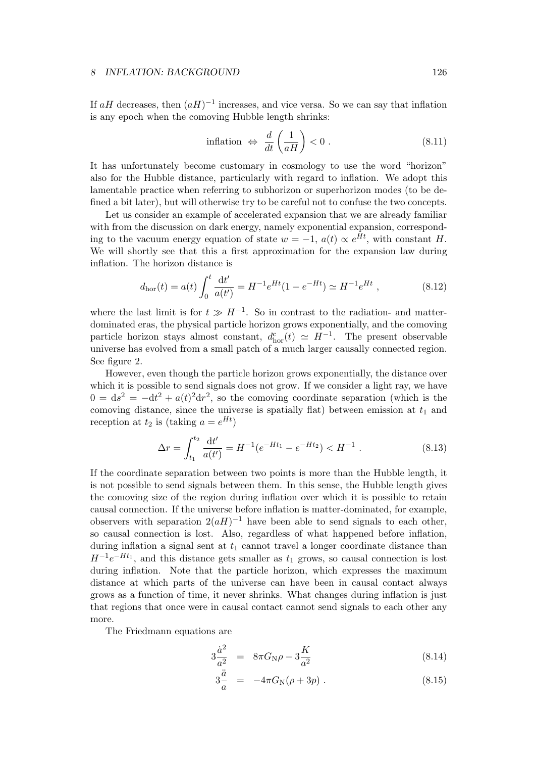If $aH$ decreases, then $(aH)^{-1}$ increases, and vice versa. So we can say that inflation is any epoch when the comoving Hubble length shrinks:

$$\text{inflation} \Leftrightarrow \frac{d}{dt}\left(\frac{1}{aH}\right) < 0 \; . \tag{8.11}$$

It has unfortunately become customary in cosmology to use the word "horizon" also for the Hubble distance, particularly with regard to inflation. We adopt this lamentable practice when referring to subhorizon or superhorizon modes (to be defined a bit later), but will otherwise try to be careful not to confuse the two concepts.

Let us consider an example of accelerated expansion that we are already familiar with from the discussion on dark energy, namely exponential expansion, corresponding to the vacuum energy equation of state $w = -1$, $a(t) \propto e^{Ht}$, with constant $H$. We will shortly see that this a first approximation for the expansion law during inflation. The horizon distance is

$$d_{\text{hor}}(t) = a(t) \int_0^t \frac{\mathrm{d}t'}{a(t')} = H^{-1} e^{Ht}(1 - e^{-Ht}) \simeq H^{-1} e^{Ht} \; , \tag{8.12}$$

where the last limit is for $t \gg H^{-1}$. So in contrast to the radiation- and matter-dominated eras, the physical particle horizon grows exponentially, and the comoving particle horizon stays almost constant, $d^{\text{c}}_{\text{hor}}(t) \simeq H^{-1}$. The present observable universe has evolved from a small patch of a much larger causally connected region. See figure 2.

However, even though the particle horizon grows exponentially, the distance over which it is possible to send signals does not grow. If we consider a light ray, we have $0 = \mathrm{d}s^2 = -\mathrm{d}t^2 + a(t)^2 \mathrm{d}r^2$, so the comoving coordinate separation (which is the comoving distance, since the universe is spatially flat) between emission at $t_1$ and reception at $t_2$ is (taking $a = e^{Ht}$)

$$\Delta r = \int_{t_1}^{t_2} \frac{\mathrm{d}t'}{a(t')} = H^{-1}(e^{-Ht_1} - e^{-Ht_2}) < H^{-1} \; . \tag{8.13}$$

If the coordinate separation between two points is more than the Hubble length, it is not possible to send signals between them. In this sense, the Hubble length gives the comoving size of the region during inflation over which it is possible to retain causal connection. If the universe before inflation is matter-dominated, for example, observers with separation $2(aH)^{-1}$ have been able to send signals to each other, so causal connection is lost. Also, regardless of what happened before inflation, during inflation a signal sent at $t_1$ cannot travel a longer coordinate distance than $H^{-1}e^{-Ht_1}$, and this distance gets smaller as $t_1$ grows, so causal connection is lost during inflation. Note that the particle horizon, which expresses the maximum distance at which parts of the universe can have been in causal contact always grows as a function of time, it never shrinks. What changes during inflation is just that regions that once were in causal contact cannot send signals to each other any more.

The Friedmann equations are

$$3\frac{\dot{a}^2}{a^2} = 8\pi G_{\text{N}}\rho - 3\frac{K}{a^2} \tag{8.14}$$

$$3\frac{\ddot{a}}{a} = -4\pi G_{\text{N}}(\rho + 3p) \; . \tag{8.15}$$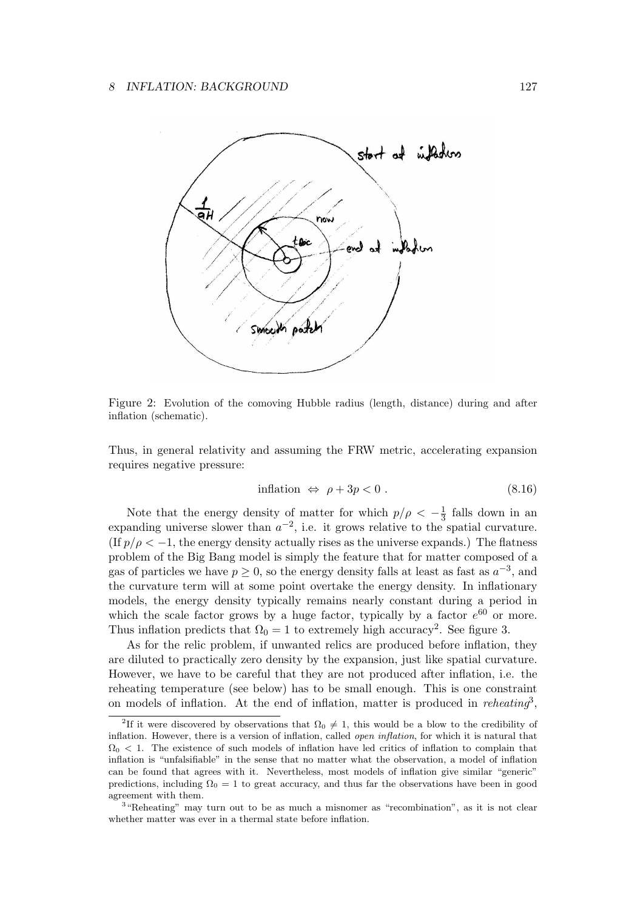Figure 2: Evolution of the comoving Hubble radius (length, distance) during and after inflation (schematic).

Thus, in general relativity and assuming the FRW metric, accelerating expansion requires negative pressure:

$$\text{inflation} \;\Leftrightarrow\; \rho + 3p < 0 \; . \tag{8.16}$$

Note that the energy density of matter for which $p/\rho < -\frac{1}{3}$ falls down in an expanding universe slower than $a^{-2}$, i.e. it grows relative to the spatial curvature. (If $p/\rho < -1$, the energy density actually rises as the universe expands.) The flatness problem of the Big Bang model is simply the feature that for matter composed of a gas of particles we have $p \geq 0$, so the energy density falls at least as fast as $a^{-3}$, and the curvature term will at some point overtake the energy density. In inflationary models, the energy density typically remains nearly constant during a period in which the scale factor grows by a huge factor, typically by a factor $e^{60}$ or more. Thus inflation predicts that $\Omega_0 = 1$ to extremely high accuracy[2]. See figure 3.

As for the relic problem, if unwanted relics are produced before inflation, they are diluted to practically zero density by the expansion, just like spatial curvature. However, we have to be careful that they are not produced after inflation, i.e. the reheating temperature (see below) has to be small enough. This is one constraint on models of inflation. At the end of inflation, matter is produced in *reheating*[3],

---

[2] If it were discovered by observations that $\Omega_0 \neq 1$, this would be a blow to the credibility of inflation. However, there is a version of inflation, called *open inflation*, for which it is natural that $\Omega_0 < 1$. The existence of such models of inflation have led critics of inflation to complain that inflation is "unfalsifiable" in the sense that no matter what the observation, a model of inflation can be found that agrees with it. Nevertheless, most models of inflation give similar "generic" predictions, including $\Omega_0 = 1$ to great accuracy, and thus far the observations have been in good agreement with them.

[3] "Reheating" may turn out to be as much a misnomer as "recombination", as it is not clear whether matter was ever in a thermal state before inflation.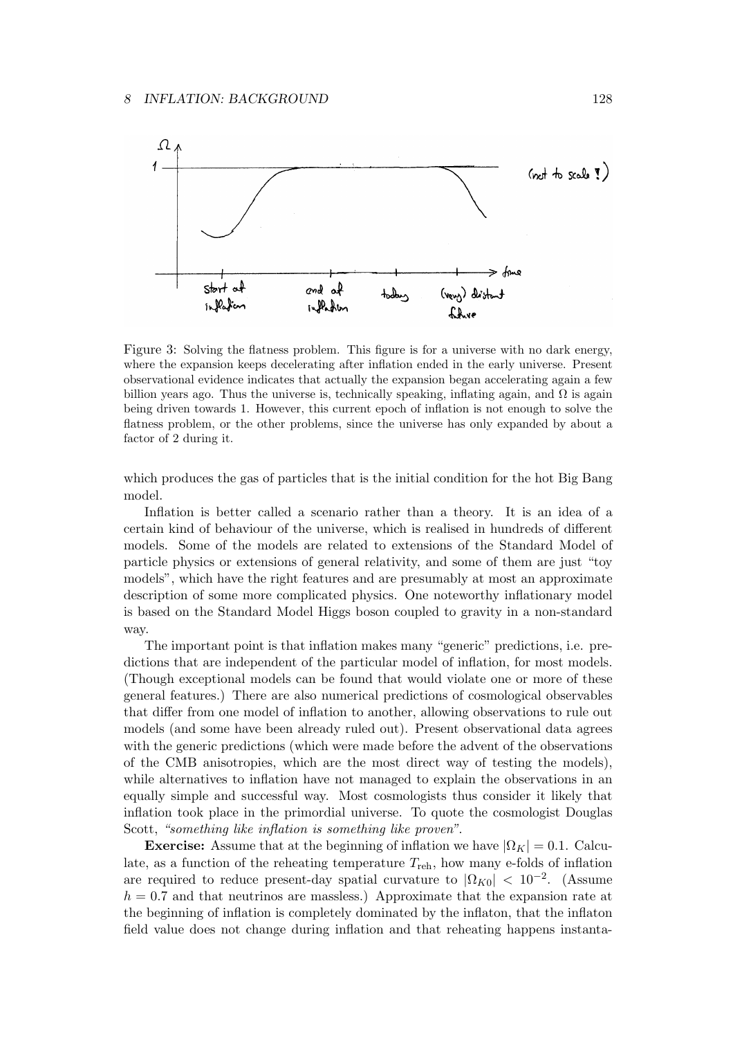Figure 3: Solving the flatness problem. This figure is for a universe with no dark energy, where the expansion keeps decelerating after inflation ended in the early universe. Present observational evidence indicates that actually the expansion began accelerating again a few billion years ago. Thus the universe is, technically speaking, inflating again, and $\Omega$ is again being driven towards 1. However, this current epoch of inflation is not enough to solve the flatness problem, or the other problems, since the universe has only expanded by about a factor of 2 during it.

which produces the gas of particles that is the initial condition for the hot Big Bang model.

Inflation is better called a scenario rather than a theory. It is an idea of a certain kind of behaviour of the universe, which is realised in hundreds of different models. Some of the models are related to extensions of the Standard Model of particle physics or extensions of general relativity, and some of them are just "toy models", which have the right features and are presumably at most an approximate description of some more complicated physics. One noteworthy inflationary model is based on the Standard Model Higgs boson coupled to gravity in a non-standard way.

The important point is that inflation makes many "generic" predictions, i.e. predictions that are independent of the particular model of inflation, for most models. (Though exceptional models can be found that would violate one or more of these general features.) There are also numerical predictions of cosmological observables that differ from one model of inflation to another, allowing observations to rule out models (and some have been already ruled out). Present observational data agrees with the generic predictions (which were made before the advent of the observations of the CMB anisotropies, which are the most direct way of testing the models), while alternatives to inflation have not managed to explain the observations in an equally simple and successful way. Most cosmologists thus consider it likely that inflation took place in the primordial universe. To quote the cosmologist Douglas Scott, *"something like inflation is something like proven"*.

**Exercise:** Assume that at the beginning of inflation we have $|\Omega_K| = 0.1$. Calculate, as a function of the reheating temperature $T_{\mathrm{reh}}$, how many e-folds of inflation are required to reduce present-day spatial curvature to $|\Omega_{K0}| < 10^{-2}$. (Assume $h = 0.7$ and that neutrinos are massless.) Approximate that the expansion rate at the beginning of inflation is completely dominated by the inflaton, that the inflaton field value does not change during inflation and that reheating happens instanta-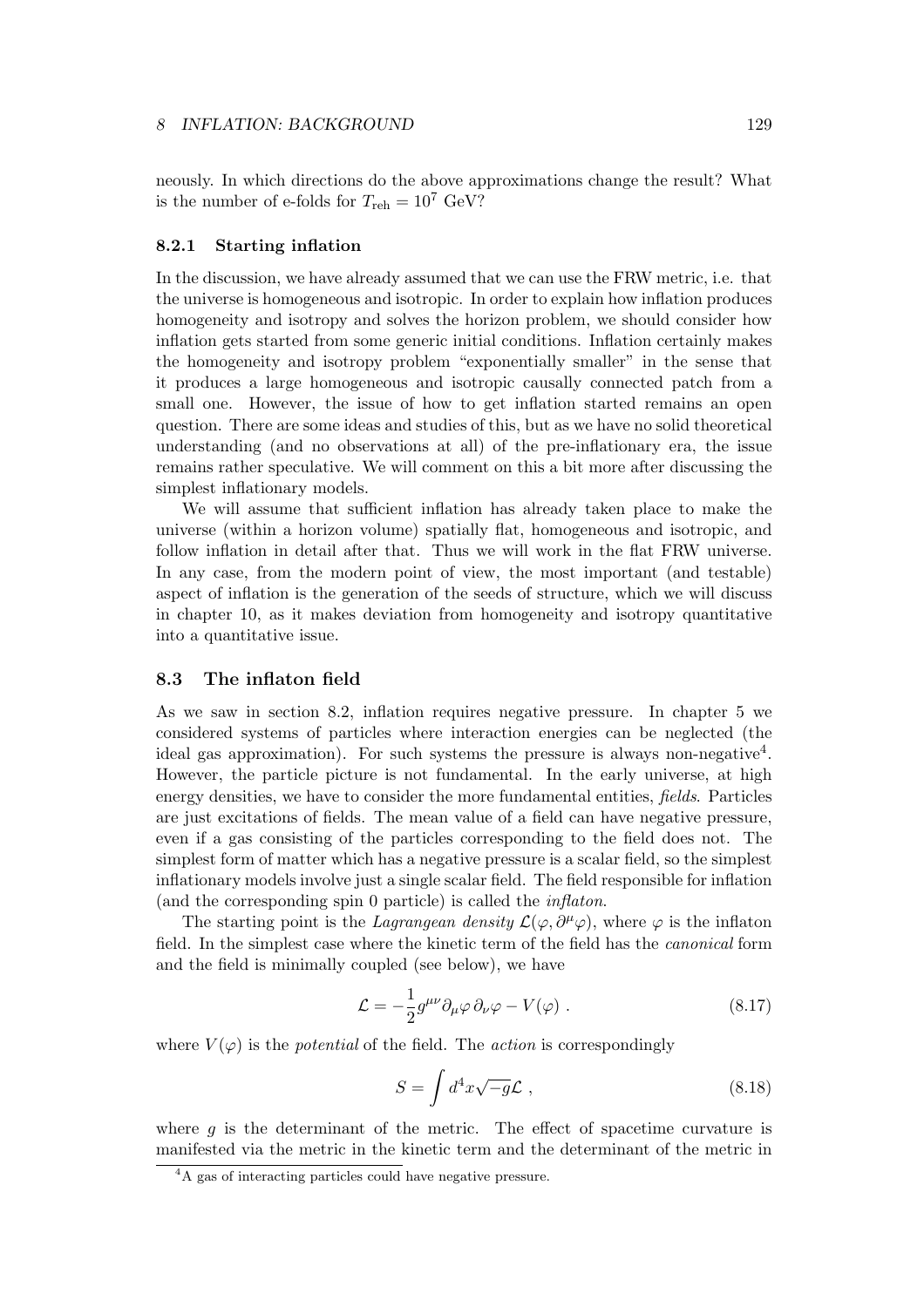neously. In which directions do the above approximations change the result? What is the number of e-folds for $T_{\rm reh} = 10^7$ GeV?

### 8.2.1 Starting inflation

In the discussion, we have already assumed that we can use the FRW metric, i.e. that the universe is homogeneous and isotropic. In order to explain how inflation produces homogeneity and isotropy and solves the horizon problem, we should consider how inflation gets started from some generic initial conditions. Inflation certainly makes the homogeneity and isotropy problem "exponentially smaller" in the sense that it produces a large homogeneous and isotropic causally connected patch from a small one. However, the issue of how to get inflation started remains an open question. There are some ideas and studies of this, but as we have no solid theoretical understanding (and no observations at all) of the pre-inflationary era, the issue remains rather speculative. We will comment on this a bit more after discussing the simplest inflationary models.

We will assume that sufficient inflation has already taken place to make the universe (within a horizon volume) spatially flat, homogeneous and isotropic, and follow inflation in detail after that. Thus we will work in the flat FRW universe. In any case, from the modern point of view, the most important (and testable) aspect of inflation is the generation of the seeds of structure, which we will discuss in chapter 10, as it makes deviation from homogeneity and isotropy quantitative into a quantitative issue.

## 8.3 The inflaton field

As we saw in section 8.2, inflation requires negative pressure. In chapter 5 we considered systems of particles where interaction energies can be neglected (the ideal gas approximation). For such systems the pressure is always non-negative[4]. However, the particle picture is not fundamental. In the early universe, at high energy densities, we have to consider the more fundamental entities, *fields*. Particles are just excitations of fields. The mean value of a field can have negative pressure, even if a gas consisting of the particles corresponding to the field does not. The simplest form of matter which has a negative pressure is a scalar field, so the simplest inflationary models involve just a single scalar field. The field responsible for inflation (and the corresponding spin 0 particle) is called the *inflaton*.

The starting point is the *Lagrangean density* $\mathcal{L}(\varphi, \partial^\mu\varphi)$, where $\varphi$ is the inflaton field. In the simplest case where the kinetic term of the field has the *canonical* form and the field is minimally coupled (see below), we have

$$\mathcal{L} = -\frac{1}{2} g^{\mu\nu} \partial_\mu \varphi \, \partial_\nu \varphi - V(\varphi) \; . \tag{8.17}$$

where $V(\varphi)$ is the *potential* of the field. The *action* is correspondingly

$$S = \int d^4x \sqrt{-g} \mathcal{L} \; , \tag{8.18}$$

where $g$ is the determinant of the metric. The effect of spacetime curvature is manifested via the metric in the kinetic term and the determinant of the metric in

[4] A gas of interacting particles could have negative pressure.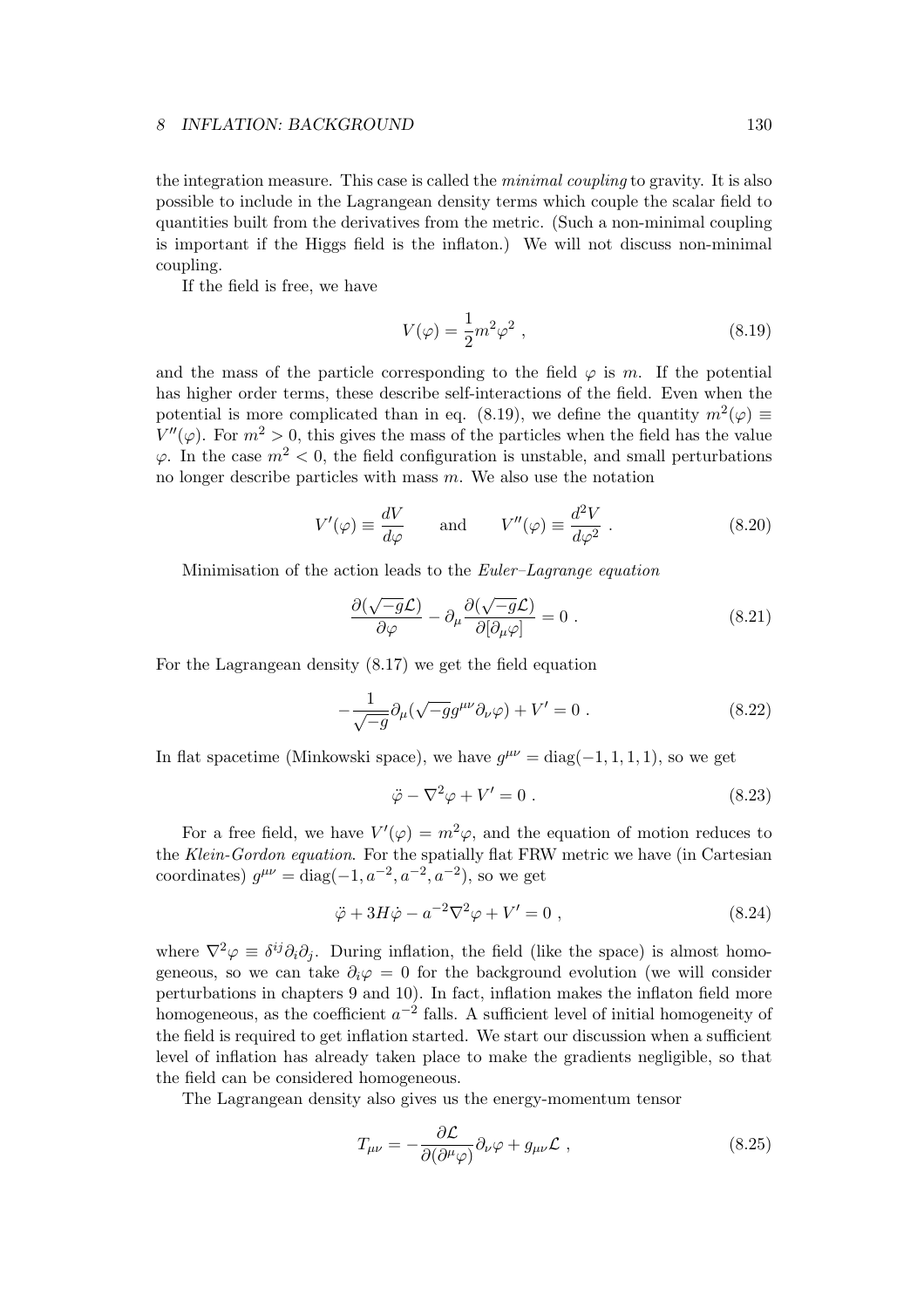the integration measure. This case is called the *minimal coupling* to gravity. It is also possible to include in the Lagrangean density terms which couple the scalar field to quantities built from the derivatives from the metric. (Such a non-minimal coupling is important if the Higgs field is the inflaton.) We will not discuss non-minimal coupling.

If the field is free, we have

$$V(\varphi) = \frac{1}{2}m^2\varphi^2 \ , \tag{8.19}$$

and the mass of the particle corresponding to the field $\varphi$ is $m$. If the potential has higher order terms, these describe self-interactions of the field. Even when the potential is more complicated than in eq. (8.19), we define the quantity $m^2(\varphi) \equiv V''(\varphi)$. For $m^2 > 0$, this gives the mass of the particles when the field has the value $\varphi$. In the case $m^2 < 0$, the field configuration is unstable, and small perturbations no longer describe particles with mass $m$. We also use the notation

$$V'(\varphi) \equiv \frac{dV}{d\varphi} \qquad \text{and} \qquad V''(\varphi) \equiv \frac{d^2V}{d\varphi^2} \ . \tag{8.20}$$

Minimisation of the action leads to the *Euler–Lagrange equation*

$$\frac{\partial(\sqrt{-g}\mathcal{L})}{\partial\varphi} - \partial_\mu \frac{\partial(\sqrt{-g}\mathcal{L})}{\partial[\partial_\mu\varphi]} = 0 \ . \tag{8.21}$$

For the Lagrangean density (8.17) we get the field equation

$$-\frac{1}{\sqrt{-g}}\partial_\mu(\sqrt{-g}g^{\mu\nu}\partial_\nu\varphi) + V' = 0 \ . \tag{8.22}$$

In flat spacetime (Minkowski space), we have $g^{\mu\nu} = \mathrm{diag}(-1, 1, 1, 1)$, so we get

$$\ddot{\varphi} - \nabla^2\varphi + V' = 0 \ . \tag{8.23}$$

For a free field, we have $V'(\varphi) = m^2\varphi$, and the equation of motion reduces to the *Klein-Gordon equation*. For the spatially flat FRW metric we have (in Cartesian coordinates) $g^{\mu\nu} = \mathrm{diag}(-1, a^{-2}, a^{-2}, a^{-2})$, so we get

$$\ddot{\varphi} + 3H\dot{\varphi} - a^{-2}\nabla^2\varphi + V' = 0 \ , \tag{8.24}$$

where $\nabla^2\varphi \equiv \delta^{ij}\partial_i\partial_j$. During inflation, the field (like the space) is almost homogeneous, so we can take $\partial_i\varphi = 0$ for the background evolution (we will consider perturbations in chapters 9 and 10). In fact, inflation makes the inflaton field more homogeneous, as the coefficient $a^{-2}$ falls. A sufficient level of initial homogeneity of the field is required to get inflation started. We start our discussion when a sufficient level of inflation has already taken place to make the gradients negligible, so that the field can be considered homogeneous.

The Lagrangean density also gives us the energy-momentum tensor

$$T_{\mu\nu} = -\frac{\partial\mathcal{L}}{\partial(\partial^\mu\varphi)}\partial_\nu\varphi + g_{\mu\nu}\mathcal{L} \ , \tag{8.25}$$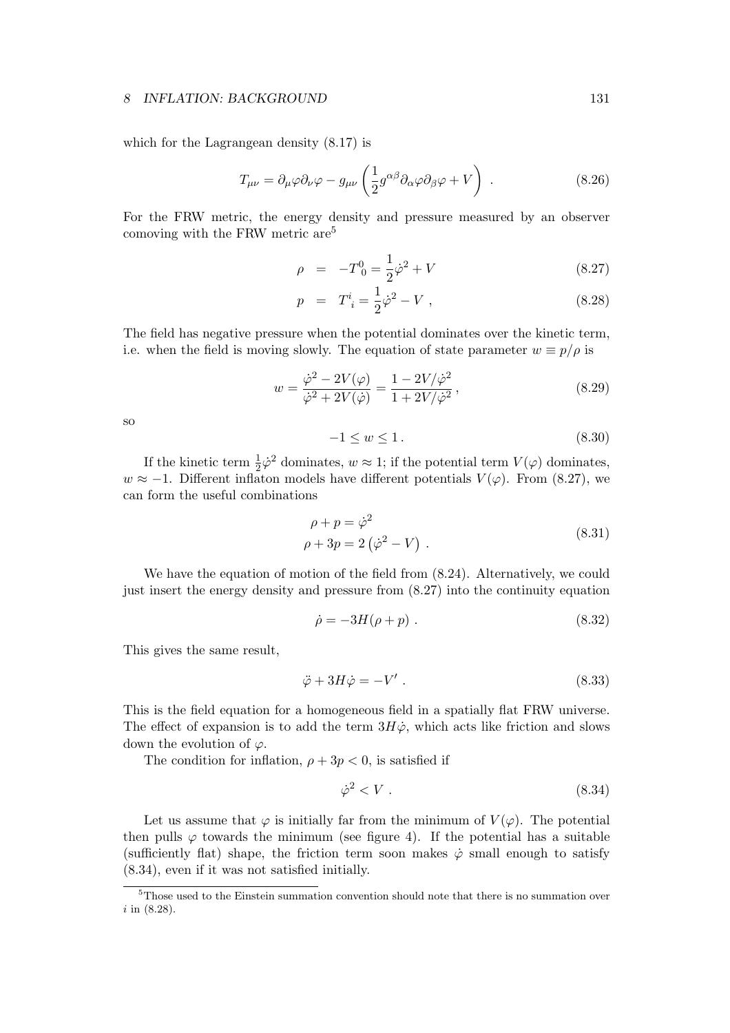which for the Lagrangean density (8.17) is

$$T_{\mu\nu} = \partial_\mu\varphi\partial_\nu\varphi - g_{\mu\nu}\left(\frac{1}{2}g^{\alpha\beta}\partial_\alpha\varphi\partial_\beta\varphi + V\right) . \tag{8.26}$$

For the FRW metric, the energy density and pressure measured by an observer comoving with the FRW metric are[5]

$$\rho \;=\; -T^0_{\ 0} = \frac{1}{2}\dot{\varphi}^2 + V \tag{8.27}$$

$$p \;=\; T^i_{\ i} = \frac{1}{2}\dot{\varphi}^2 - V \ , \tag{8.28}$$

The field has negative pressure when the potential dominates over the kinetic term, i.e. when the field is moving slowly. The equation of state parameter $w \equiv p/\rho$ is

$$w = \frac{\dot{\varphi}^2 - 2V(\varphi)}{\dot{\varphi}^2 + 2V(\dot{\varphi})} = \frac{1 - 2V/\dot{\varphi}^2}{1 + 2V/\dot{\varphi}^2} \, , \tag{8.29}$$

so

$$-1 \leq w \leq 1 \, . \tag{8.30}$$

If the kinetic term $\frac{1}{2}\dot{\varphi}^2$ dominates, $w \approx 1$; if the potential term $V(\varphi)$ dominates, $w \approx -1$. Different inflaton models have different potentials $V(\varphi)$. From (8.27), we can form the useful combinations

$$\begin{aligned} \rho + p &= \dot{\varphi}^2 \\ \rho + 3p &= 2\left(\dot{\varphi}^2 - V\right) \, . \end{aligned} \tag{8.31}$$

We have the equation of motion of the field from (8.24). Alternatively, we could just insert the energy density and pressure from (8.27) into the continuity equation

$$\dot{\rho} = -3H(\rho + p) \, . \tag{8.32}$$

This gives the same result,

$$\ddot{\varphi} + 3H\dot{\varphi} = -V' \, . \tag{8.33}$$

This is the field equation for a homogeneous field in a spatially flat FRW universe. The effect of expansion is to add the term $3H\dot{\varphi}$, which acts like friction and slows down the evolution of $\varphi$.

The condition for inflation, $\rho + 3p < 0$, is satisfied if

$$\dot{\varphi}^2 < V \, . \tag{8.34}$$

Let us assume that $\varphi$ is initially far from the minimum of $V(\varphi)$. The potential then pulls $\varphi$ towards the minimum (see figure 4). If the potential has a suitable (sufficiently flat) shape, the friction term soon makes $\dot{\varphi}$ small enough to satisfy (8.34), even if it was not satisfied initially.

[5] Those used to the Einstein summation convention should note that there is no summation over $i$ in (8.28).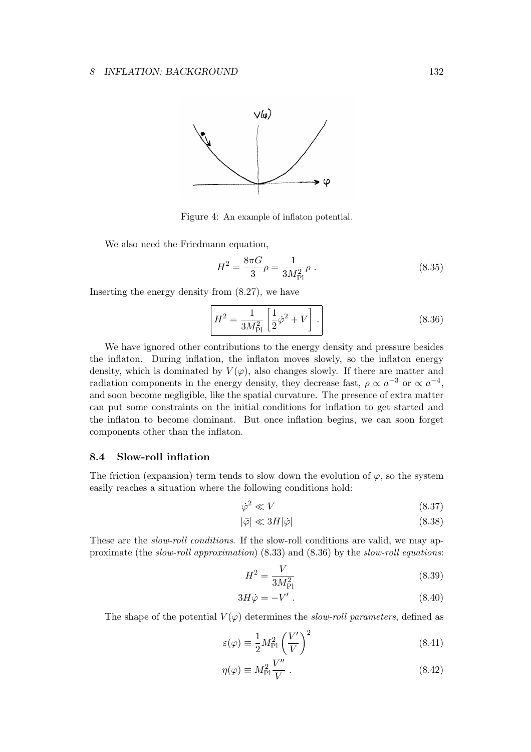Figure 4: An example of inflaton potential.

We also need the Friedmann equation,

$$H^2 = \frac{8\pi G}{3}\rho = \frac{1}{3M_{\text{Pl}}^2}\rho \ . \tag{8.35}$$

Inserting the energy density from (8.27), we have

$$\boxed{H^2 = \frac{1}{3M_{\text{Pl}}^2}\left[\frac{1}{2}\dot{\varphi}^2 + V\right] \ .} \tag{8.36}$$

We have ignored other contributions to the energy density and pressure besides the inflaton. During inflation, the inflaton moves slowly, so the inflaton energy density, which is dominated by $V(\varphi)$, also changes slowly. If there are matter and radiation components in the energy density, they decrease fast, $\rho \propto a^{-3}$ or $\propto a^{-4}$, and soon become negligible, like the spatial curvature. The presence of extra matter can put some constraints on the initial conditions for inflation to get started and the inflaton to become dominant. But once inflation begins, we can soon forget components other than the inflaton.

## 8.4 Slow-roll inflation

The friction (expansion) term tends to slow down the evolution of $\varphi$, so the system easily reaches a situation where the following conditions hold:

$$\dot{\varphi}^2 \ll V \tag{8.37}$$

$$|\ddot{\varphi}| \ll 3H|\dot{\varphi}| \tag{8.38}$$

These are the *slow-roll conditions*. If the slow-roll conditions are valid, we may approximate (the *slow-roll approximation*) (8.33) and (8.36) by the *slow-roll equations*:

$$H^2 = \frac{V}{3M_{\text{Pl}}^2} \tag{8.39}$$

$$3H\dot{\varphi} = -V' \ . \tag{8.40}$$

The shape of the potential $V(\varphi)$ determines the *slow-roll parameters*, defined as

$$\varepsilon(\varphi) \equiv \frac{1}{2}M_{\text{Pl}}^2\left(\frac{V'}{V}\right)^2 \tag{8.41}$$

$$\eta(\varphi) \equiv M_{\text{Pl}}^2\frac{V''}{V} \ . \tag{8.42}$$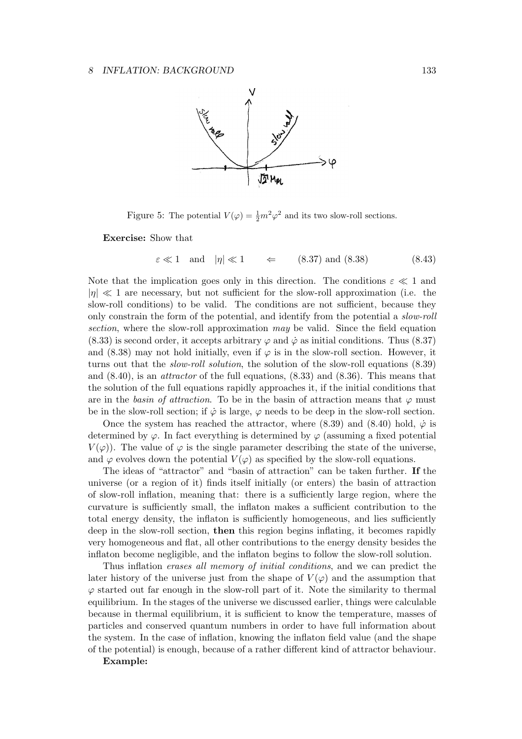Figure 5: The potential $V(\varphi) = \frac{1}{2}m^2\varphi^2$ and its two slow-roll sections.

**Exercise:** Show that

$$\varepsilon \ll 1 \quad \text{and} \quad |\eta| \ll 1 \qquad \Leftarrow \qquad (8.37) \text{ and } (8.38) \tag{8.43}$$

Note that the implication goes only in this direction. The conditions $\varepsilon \ll 1$ and $|\eta| \ll 1$ are necessary, but not sufficient for the slow-roll approximation (i.e. the slow-roll conditions) to be valid. The conditions are not sufficient, because they only constrain the form of the potential, and identify from the potential a *slow-roll section*, where the slow-roll approximation *may* be valid. Since the field equation (8.33) is second order, it accepts arbitrary $\varphi$ and $\dot{\varphi}$ as initial conditions. Thus (8.37) and (8.38) may not hold initially, even if $\varphi$ is in the slow-roll section. However, it turns out that the *slow-roll solution*, the solution of the slow-roll equations (8.39) and (8.40), is an *attractor* of the full equations, (8.33) and (8.36). This means that the solution of the full equations rapidly approaches it, if the initial conditions that are in the *basin of attraction*. To be in the basin of attraction means that $\varphi$ must be in the slow-roll section; if $\dot{\varphi}$ is large, $\varphi$ needs to be deep in the slow-roll section.

Once the system has reached the attractor, where (8.39) and (8.40) hold, $\dot{\varphi}$ is determined by $\varphi$. In fact everything is determined by $\varphi$ (assuming a fixed potential $V(\varphi)$). The value of $\varphi$ is the single parameter describing the state of the universe, and $\varphi$ evolves down the potential $V(\varphi)$ as specified by the slow-roll equations.

The ideas of "attractor" and "basin of attraction" can be taken further. **If** the universe (or a region of it) finds itself initially (or enters) the basin of attraction of slow-roll inflation, meaning that: there is a sufficiently large region, where the curvature is sufficiently small, the inflaton makes a sufficient contribution to the total energy density, the inflaton is sufficiently homogeneous, and lies sufficiently deep in the slow-roll section, **then** this region begins inflating, it becomes rapidly very homogeneous and flat, all other contributions to the energy density besides the inflaton become negligible, and the inflaton begins to follow the slow-roll solution.

Thus inflation *erases all memory of initial conditions*, and we can predict the later history of the universe just from the shape of $V(\varphi)$ and the assumption that $\varphi$ started out far enough in the slow-roll part of it. Note the similarity to thermal equilibrium. In the stages of the universe we discussed earlier, things were calculable because in thermal equilibrium, it is sufficient to know the temperature, masses of particles and conserved quantum numbers in order to have full information about the system. In the case of inflation, knowing the inflaton field value (and the shape of the potential) is enough, because of a rather different kind of attractor behaviour.

**Example:**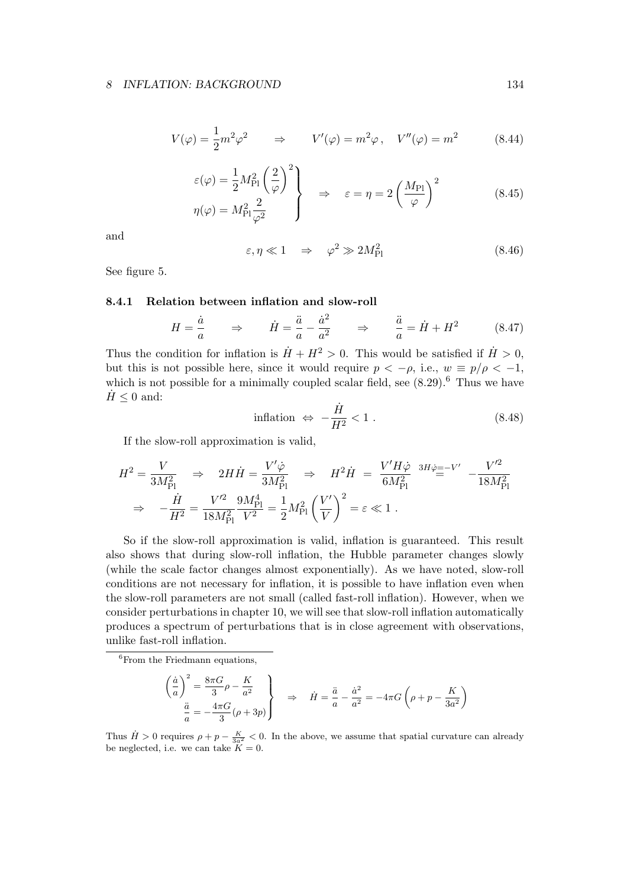$$V(\varphi) = \frac{1}{2}m^2\varphi^2 \qquad \Rightarrow \qquad V'(\varphi) = m^2\varphi\,, \quad V''(\varphi) = m^2 \tag{8.44}$$

$$\left.\begin{aligned} \varepsilon(\varphi) &= \frac{1}{2}M_{\rm Pl}^2\left(\frac{2}{\varphi}\right)^2 \\ \eta(\varphi) &= M_{\rm Pl}^2\frac{2}{\varphi^2} \end{aligned}\right\} \quad \Rightarrow \quad \varepsilon = \eta = 2\left(\frac{M_{\rm Pl}}{\varphi}\right)^2 \tag{8.45}$$

and

$$\varepsilon, \eta \ll 1 \quad \Rightarrow \quad \varphi^2 \gg 2M_{\rm Pl}^2 \tag{8.46}$$

See figure 5.

### 8.4.1 Relation between inflation and slow-roll

$$H = \frac{\dot a}{a} \qquad \Rightarrow \qquad \dot H = \frac{\ddot a}{a} - \frac{\dot a^2}{a^2} \qquad \Rightarrow \qquad \frac{\ddot a}{a} = \dot H + H^2 \tag{8.47}$$

Thus the condition for inflation is $\dot H + H^2 > 0$. This would be satisfied if $\dot H > 0$, but this is not possible here, since it would require $p < -\rho$, i.e., $w \equiv p/\rho < -1$, which is not possible for a minimally coupled scalar field, see (8.29).[6] Thus we have $\dot H \leq 0$ and:

$$\text{inflation} \;\Leftrightarrow\; -\frac{\dot H}{H^2} < 1\;. \tag{8.48}$$

If the slow-roll approximation is valid,

$$\begin{aligned} &H^2 = \frac{V}{3M_{\rm Pl}^2} \quad \Rightarrow \quad 2H\dot H = \frac{V'\dot\varphi}{3M_{\rm Pl}^2} \quad \Rightarrow \quad H^2\dot H \;=\; \frac{V'H\dot\varphi}{6M_{\rm Pl}^2} \;\overset{3H\dot\varphi = -V'}{=}\; -\frac{V'^2}{18M_{\rm Pl}^2} \\ &\quad\Rightarrow \quad -\frac{\dot H}{H^2} = \frac{V'^2}{18M_{\rm Pl}^2}\frac{9M_{\rm Pl}^4}{V^2} = \frac{1}{2}M_{\rm Pl}^2\left(\frac{V'}{V}\right)^2 = \varepsilon \ll 1\;. \end{aligned}$$

So if the slow-roll approximation is valid, inflation is guaranteed. This result also shows that during slow-roll inflation, the Hubble parameter changes slowly (while the scale factor changes almost exponentially). As we have noted, slow-roll conditions are not necessary for inflation, it is possible to have inflation even when the slow-roll parameters are not small (called fast-roll inflation). However, when we consider perturbations in chapter 10, we will see that slow-roll inflation automatically produces a spectrum of perturbations that is in close agreement with observations, unlike fast-roll inflation.

---

[6] From the Friedmann equations,

$$\left.\begin{aligned} \left(\frac{\dot a}{a}\right)^2 &= \frac{8\pi G}{3}\rho - \frac{K}{a^2} \\ \frac{\ddot a}{a} &= -\frac{4\pi G}{3}(\rho + 3p) \end{aligned}\right\} \quad \Rightarrow \quad \dot H = \frac{\ddot a}{a} - \frac{\dot a^2}{a^2} = -4\pi G\left(\rho + p - \frac{K}{3a^2}\right)$$

Thus $\dot H > 0$ requires $\rho + p - \frac{K}{3a^2} < 0$. In the above, we assume that spatial curvature can already be neglected, i.e. we can take $K = 0$.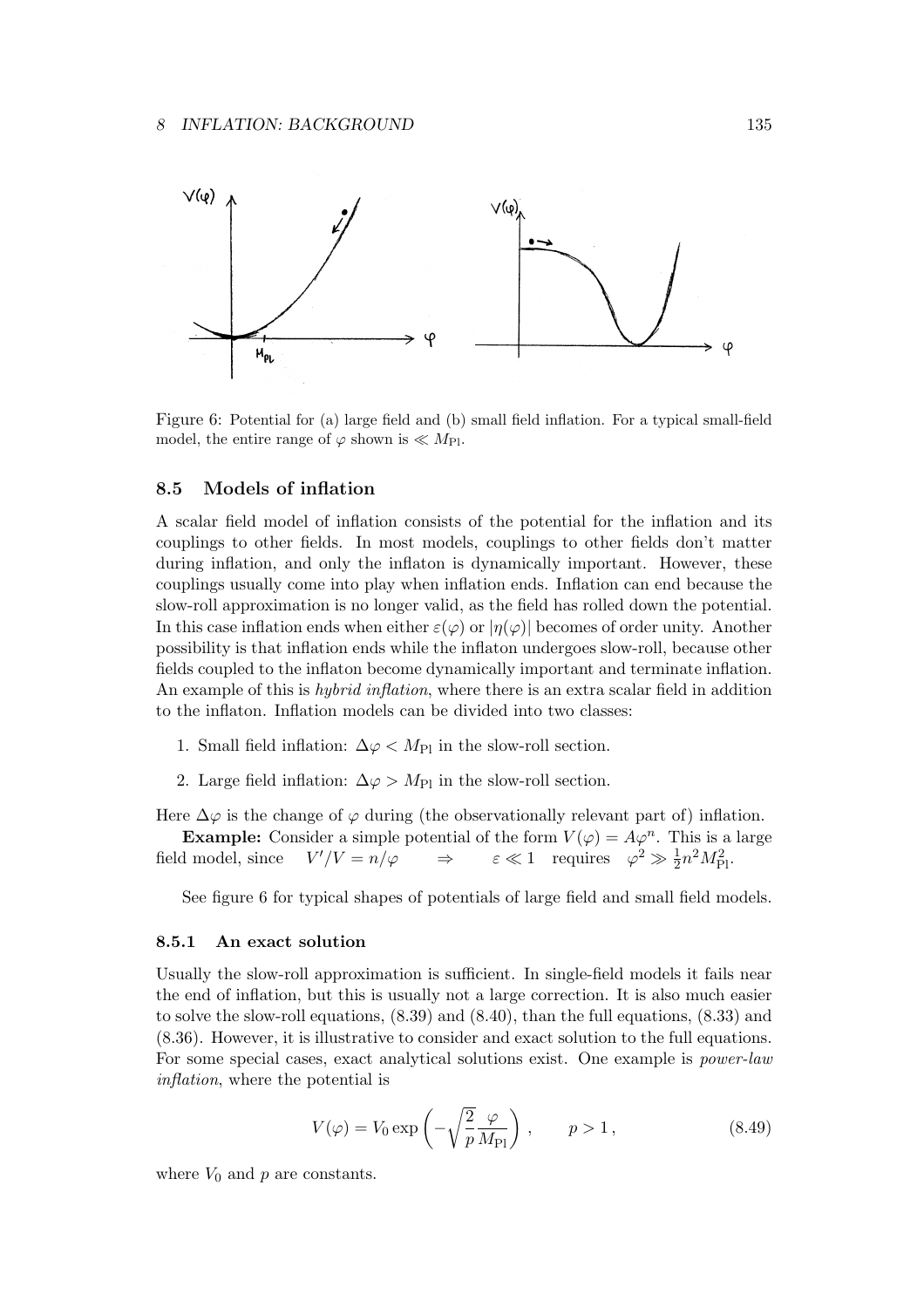Figure 6: Potential for (a) large field and (b) small field inflation. For a typical small-field model, the entire range of $\varphi$ shown is $\ll M_{\text{Pl}}$.

### 8.5 Models of inflation

A scalar field model of inflation consists of the potential for the inflation and its couplings to other fields. In most models, couplings to other fields don't matter during inflation, and only the inflaton is dynamically important. However, these couplings usually come into play when inflation ends. Inflation can end because the slow-roll approximation is no longer valid, as the field has rolled down the potential. In this case inflation ends when either $\varepsilon(\varphi)$ or $|\eta(\varphi)|$ becomes of order unity. Another possibility is that inflation ends while the inflaton undergoes slow-roll, because other fields coupled to the inflaton become dynamically important and terminate inflation. An example of this is *hybrid inflation*, where there is an extra scalar field in addition to the inflaton. Inflation models can be divided into two classes:

1. Small field inflation: $\Delta\varphi < M_{\text{Pl}}$ in the slow-roll section.
2. Large field inflation: $\Delta\varphi > M_{\text{Pl}}$ in the slow-roll section.

Here $\Delta\varphi$ is the change of $\varphi$ during (the observationally relevant part of) inflation.

**Example:** Consider a simple potential of the form $V(\varphi) = A\varphi^n$. This is a large field model, since $V'/V = n/\varphi \quad \Rightarrow \quad \varepsilon \ll 1$ requires $\varphi^2 \gg \frac{1}{2}n^2 M_{\text{Pl}}^2$.

See figure 6 for typical shapes of potentials of large field and small field models.

#### 8.5.1 An exact solution

Usually the slow-roll approximation is sufficient. In single-field models it fails near the end of inflation, but this is usually not a large correction. It is also much easier to solve the slow-roll equations, (8.39) and (8.40), than the full equations, (8.33) and (8.36). However, it is illustrative to consider and exact solution to the full equations. For some special cases, exact analytical solutions exist. One example is *power-law inflation*, where the potential is

$$V(\varphi) = V_0 \exp\left(-\sqrt{\frac{2}{p}}\frac{\varphi}{M_{\text{Pl}}}\right), \qquad p > 1, \tag{8.49}$$

where $V_0$ and $p$ are constants.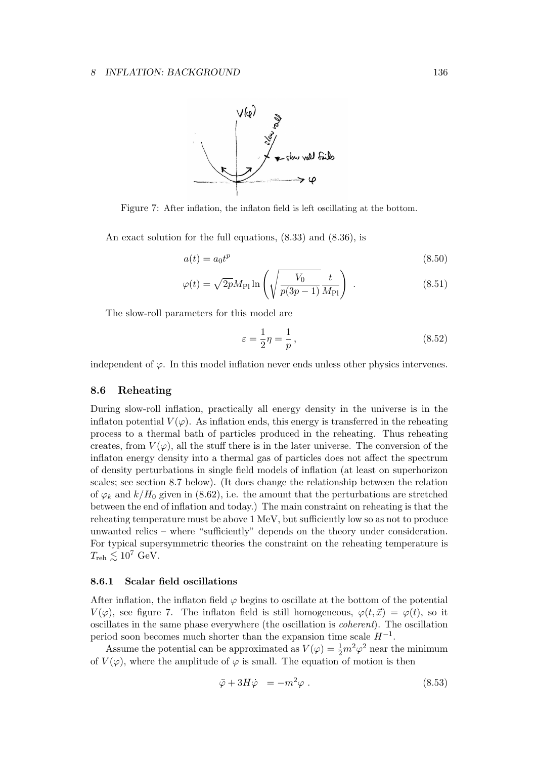Figure 7: After inflation, the inflaton field is left oscillating at the bottom.

An exact solution for the full equations, (8.33) and (8.36), is

$$a(t) = a_0 t^p \tag{8.50}$$

$$\varphi(t) = \sqrt{2p} M_{\rm Pl} \ln\left(\sqrt{\frac{V_0}{p(3p-1)}} \frac{t}{M_{\rm Pl}}\right) . \tag{8.51}$$

The slow-roll parameters for this model are

$$\varepsilon = \frac{1}{2}\eta = \frac{1}{p} , \tag{8.52}$$

independent of $\varphi$. In this model inflation never ends unless other physics intervenes.

## 8.6 Reheating

During slow-roll inflation, practically all energy density in the universe is in the inflaton potential $V(\varphi)$. As inflation ends, this energy is transferred in the reheating process to a thermal bath of particles produced in the reheating. Thus reheating creates, from $V(\varphi)$, all the stuff there is in the later universe. The conversion of the inflaton energy density into a thermal gas of particles does not affect the spectrum of density perturbations in single field models of inflation (at least on superhorizon scales; see section 8.7 below). (It does change the relationship between the relation of $\varphi_k$ and $k/H_0$ given in (8.62), i.e. the amount that the perturbations are stretched between the end of inflation and today.) The main constraint on reheating is that the reheating temperature must be above 1 MeV, but sufficiently low so as not to produce unwanted relics – where "sufficiently" depends on the theory under consideration. For typical supersymmetric theories the constraint on the reheating temperature is $T_{\rm reh} \lesssim 10^7$ GeV.

### 8.6.1 Scalar field oscillations

After inflation, the inflaton field $\varphi$ begins to oscillate at the bottom of the potential $V(\varphi)$, see figure 7. The inflaton field is still homogeneous, $\varphi(t, \vec{x}) = \varphi(t)$, so it oscillates in the same phase everywhere (the oscillation is *coherent*). The oscillation period soon becomes much shorter than the expansion time scale $H^{-1}$.

Assume the potential can be approximated as $V(\varphi) = \frac{1}{2}m^2\varphi^2$ near the minimum of $V(\varphi)$, where the amplitude of $\varphi$ is small. The equation of motion is then

$$\ddot{\varphi} + 3H\dot{\varphi} = -m^2\varphi . \tag{8.53}$$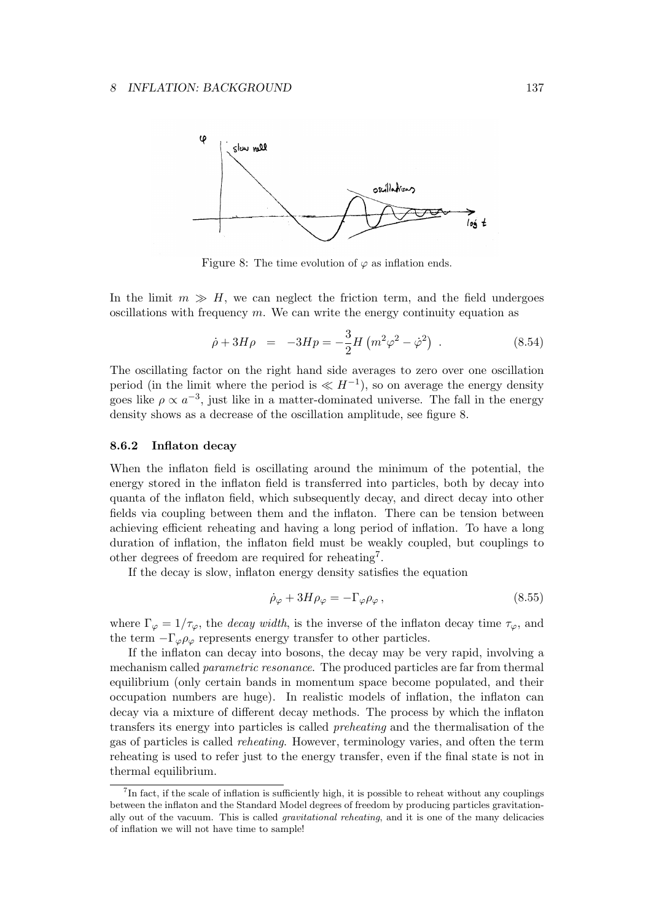Figure 8: The time evolution of $\varphi$ as inflation ends.

In the limit $m \gg H$, we can neglect the friction term, and the field undergoes oscillations with frequency $m$. We can write the energy continuity equation as

$$\dot{\rho} + 3H\rho \;\; = \;\; -3Hp = -\frac{3}{2}H\left(m^2\varphi^2 - \dot{\varphi}^2\right) \; . \tag{8.54}$$

The oscillating factor on the right hand side averages to zero over one oscillation period (in the limit where the period is $\ll H^{-1}$), so on average the energy density goes like $\rho \propto a^{-3}$, just like in a matter-dominated universe. The fall in the energy density shows as a decrease of the oscillation amplitude, see figure 8.

### 8.6.2 Inflaton decay

When the inflaton field is oscillating around the minimum of the potential, the energy stored in the inflaton field is transferred into particles, both by decay into quanta of the inflaton field, which subsequently decay, and direct decay into other fields via coupling between them and the inflaton. There can be tension between achieving efficient reheating and having a long period of inflation. To have a long duration of inflation, the inflaton field must be weakly coupled, but couplings to other degrees of freedom are required for reheating[7].

If the decay is slow, inflaton energy density satisfies the equation

$$\dot{\rho}_\varphi + 3H\rho_\varphi = -\Gamma_\varphi \rho_\varphi \, , \tag{8.55}$$

where $\Gamma_\varphi = 1/\tau_\varphi$, the *decay width*, is the inverse of the inflaton decay time $\tau_\varphi$, and the term $-\Gamma_\varphi \rho_\varphi$ represents energy transfer to other particles.

If the inflaton can decay into bosons, the decay may be very rapid, involving a mechanism called *parametric resonance*. The produced particles are far from thermal equilibrium (only certain bands in momentum space become populated, and their occupation numbers are huge). In realistic models of inflation, the inflaton can decay via a mixture of different decay methods. The process by which the inflaton transfers its energy into particles is called *preheating* and the thermalisation of the gas of particles is called *reheating*. However, terminology varies, and often the term reheating is used to refer just to the energy transfer, even if the final state is not in thermal equilibrium.

[7] In fact, if the scale of inflation is sufficiently high, it is possible to reheat without any couplings between the inflaton and the Standard Model degrees of freedom by producing particles gravitationally out of the vacuum. This is called *gravitational reheating*, and it is one of the many delicacies of inflation we will not have time to sample!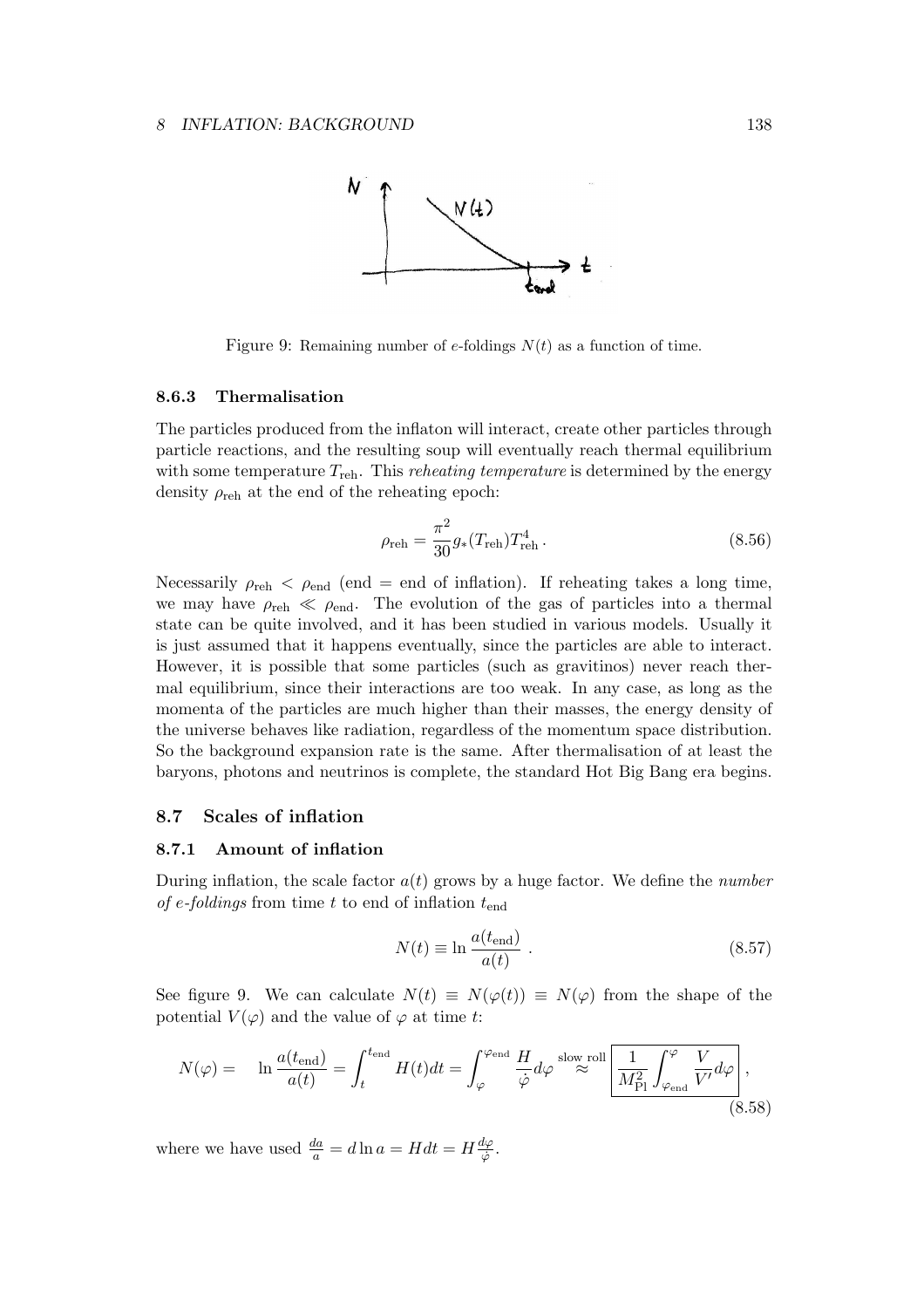Figure 9: Remaining number of $e$-foldings $N(t)$ as a function of time.

### 8.6.3 Thermalisation

The particles produced from the inflaton will interact, create other particles through particle reactions, and the resulting soup will eventually reach thermal equilibrium with some temperature $T_{\rm reh}$. This *reheating temperature* is determined by the energy density $\rho_{\rm reh}$ at the end of the reheating epoch:

$$\rho_{\rm reh} = \frac{\pi^2}{30} g_*(T_{\rm reh}) T_{\rm reh}^4 \,. \tag{8.56}$$

Necessarily $\rho_{\rm reh} < \rho_{\rm end}$ (end = end of inflation). If reheating takes a long time, we may have $\rho_{\rm reh} \ll \rho_{\rm end}$. The evolution of the gas of particles into a thermal state can be quite involved, and it has been studied in various models. Usually it is just assumed that it happens eventually, since the particles are able to interact. However, it is possible that some particles (such as gravitinos) never reach thermal equilibrium, since their interactions are too weak. In any case, as long as the momenta of the particles are much higher than their masses, the energy density of the universe behaves like radiation, regardless of the momentum space distribution. So the background expansion rate is the same. After thermalisation of at least the baryons, photons and neutrinos is complete, the standard Hot Big Bang era begins.

## 8.7 Scales of inflation

### 8.7.1 Amount of inflation

During inflation, the scale factor $a(t)$ grows by a huge factor. We define the *number of e-foldings* from time $t$ to end of inflation $t_{\rm end}$

$$N(t) \equiv \ln \frac{a(t_{\rm end})}{a(t)} \,. \tag{8.57}$$

See figure 9. We can calculate $N(t) \equiv N(\varphi(t)) \equiv N(\varphi)$ from the shape of the potential $V(\varphi)$ and the value of $\varphi$ at time $t$:

$$N(\varphi) = \quad \ln \frac{a(t_{\rm end})}{a(t)} = \int_t^{t_{\rm end}} H(t) dt = \int_\varphi^{\varphi_{\rm end}} \frac{H}{\dot\varphi} d\varphi \overset{\text{slow roll}}{\approx} \boxed{\frac{1}{M_{\rm Pl}^2} \int_{\varphi_{\rm end}}^{\varphi} \frac{V}{V'} d\varphi} \,, \tag{8.58}$$

where we have used $\frac{da}{a} = d \ln a = H dt = H \frac{d\varphi}{\dot\varphi}$.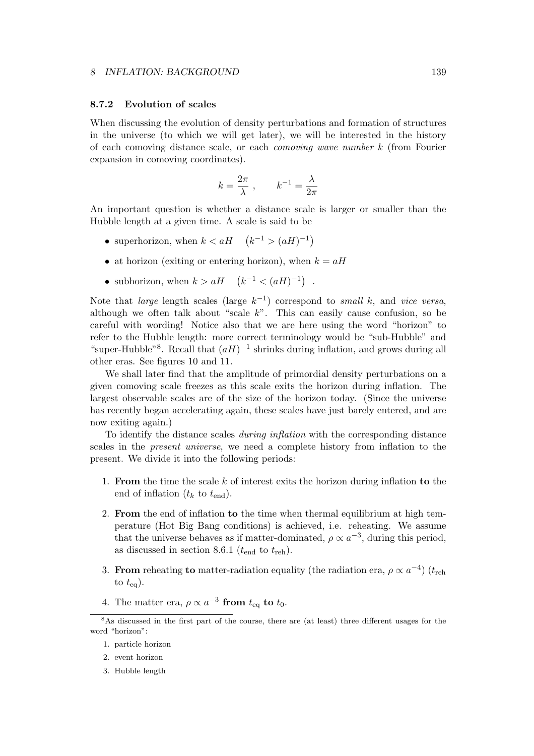### 8.7.2 Evolution of scales

When discussing the evolution of density perturbations and formation of structures in the universe (to which we will get later), we will be interested in the history of each comoving distance scale, or each *comoving wave number* $k$ (from Fourier expansion in comoving coordinates).

$$k = \frac{2\pi}{\lambda}\ , \qquad k^{-1} = \frac{\lambda}{2\pi}$$

An important question is whether a distance scale is larger or smaller than the Hubble length at a given time. A scale is said to be

- superhorizon, when $k < aH \quad \left(k^{-1} > (aH)^{-1}\right)$
- at horizon (exiting or entering horizon), when $k = aH$
- subhorizon, when $k > aH \quad \left(k^{-1} < (aH)^{-1}\right)$ .

Note that *large* length scales (large $k^{-1}$) correspond to *small* $k$, and *vice versa*, although we often talk about "scale $k$". This can easily cause confusion, so be careful with wording! Notice also that we are here using the word "horizon" to refer to the Hubble length: more correct terminology would be "sub-Hubble" and "super-Hubble"[8]. Recall that $(aH)^{-1}$ shrinks during inflation, and grows during all other eras. See figures 10 and 11.

We shall later find that the amplitude of primordial density perturbations on a given comoving scale freezes as this scale exits the horizon during inflation. The largest observable scales are of the size of the horizon today. (Since the universe has recently began accelerating again, these scales have just barely entered, and are now exiting again.)

To identify the distance scales *during inflation* with the corresponding distance scales in the *present universe*, we need a complete history from inflation to the present. We divide it into the following periods:

1. **From** the time the scale $k$ of interest exits the horizon during inflation **to** the end of inflation ($t_k$ to $t_{\rm end}$).
2. **From** the end of inflation **to** the time when thermal equilibrium at high temperature (Hot Big Bang conditions) is achieved, i.e. reheating. We assume that the universe behaves as if matter-dominated, $\rho \propto a^{-3}$, during this period, as discussed in section 8.6.1 ($t_{\rm end}$ to $t_{\rm reh}$).
3. **From** reheating **to** matter-radiation equality (the radiation era, $\rho \propto a^{-4}$) ($t_{\rm reh}$ to $t_{\rm eq}$).
4. The matter era, $\rho \propto a^{-3}$ **from** $t_{\rm eq}$ **to** $t_0$.

---

[8] As discussed in the first part of the course, there are (at least) three different usages for the word "horizon":

1. particle horizon
2. event horizon
3. Hubble length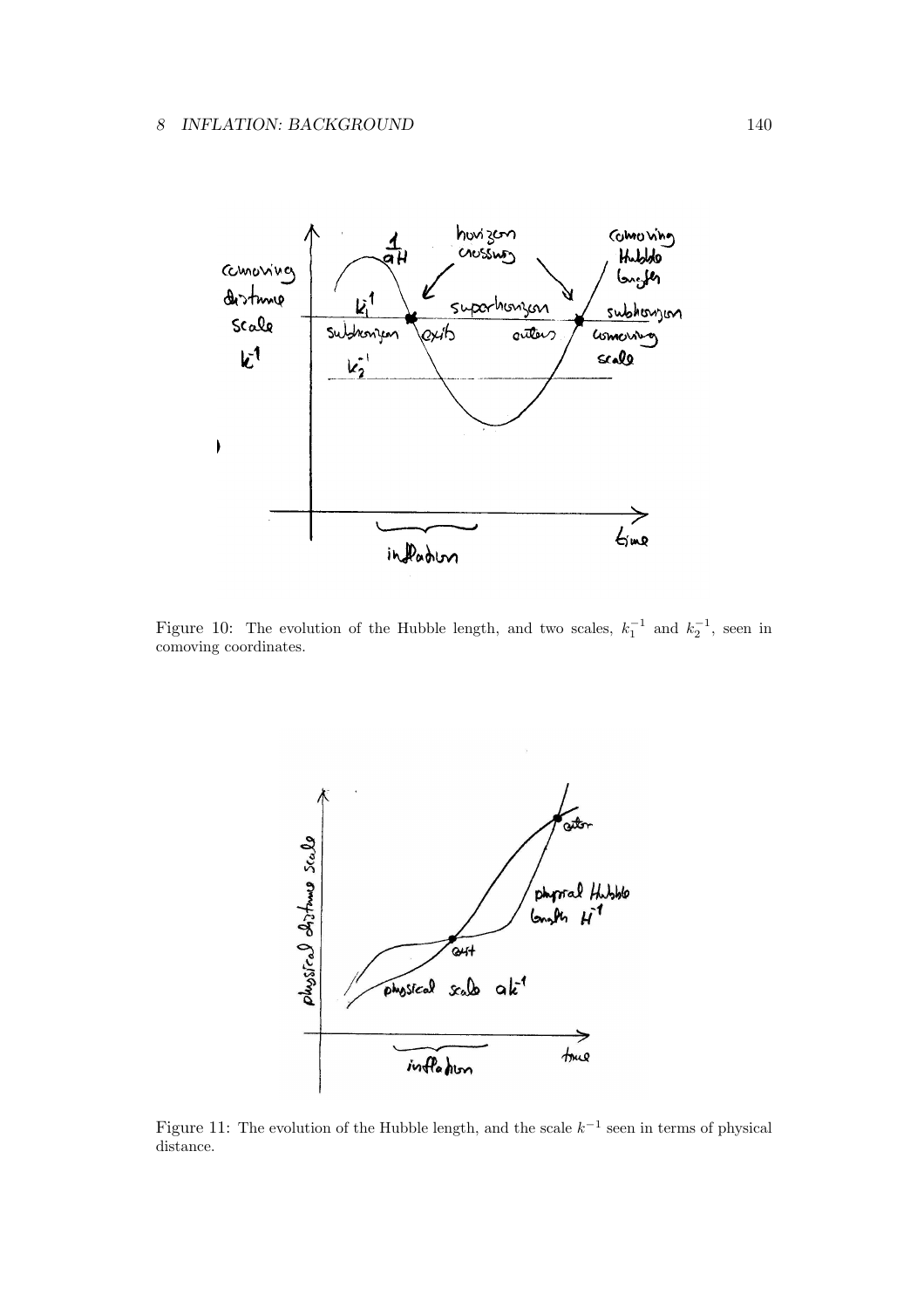Figure 10: The evolution of the Hubble length, and two scales, $k_1^{-1}$ and $k_2^{-1}$, seen in comoving coordinates.

Figure 11: The evolution of the Hubble length, and the scale $k^{-1}$ seen in terms of physical distance.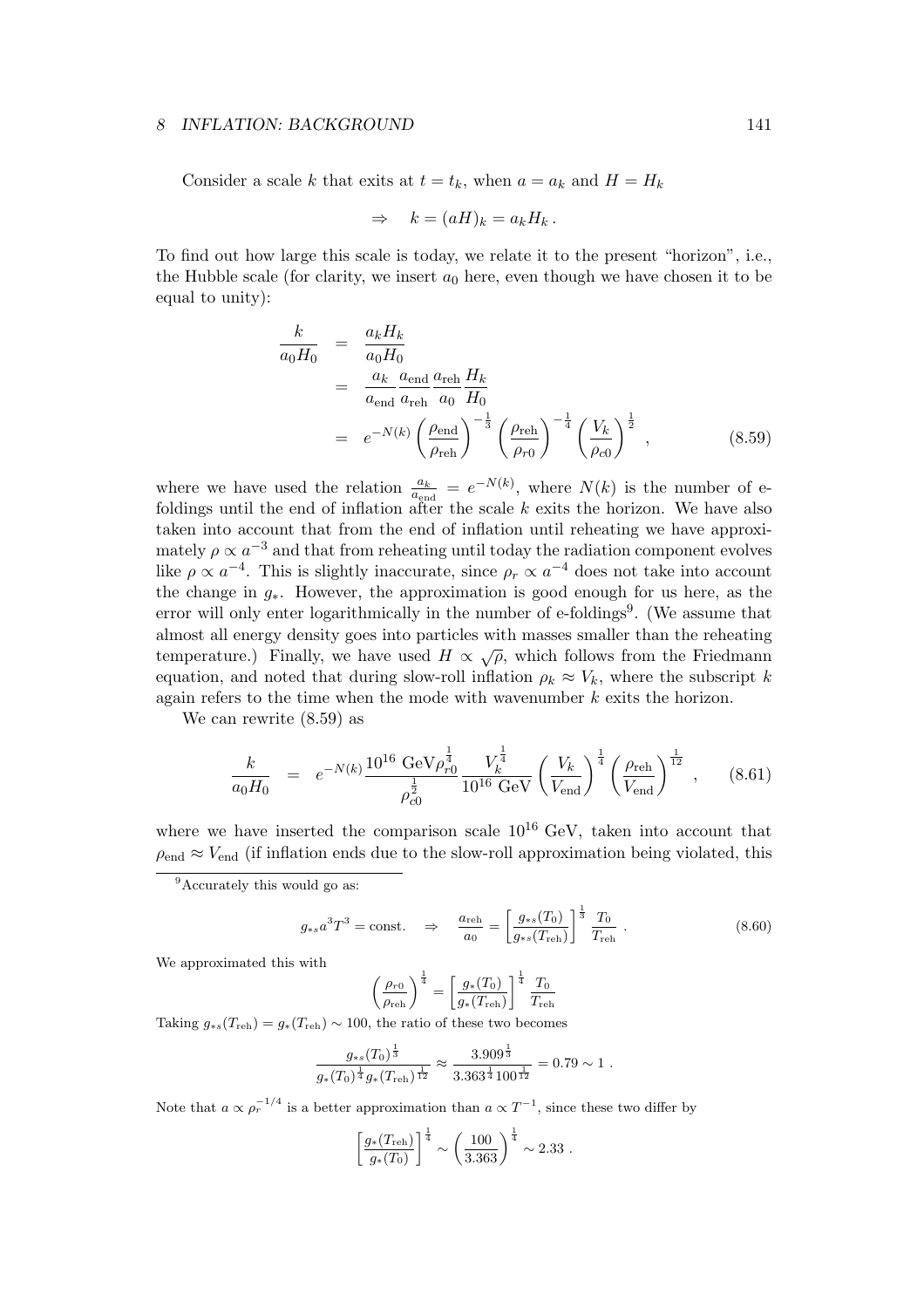Consider a scale $k$ that exits at $t = t_k$, when $a = a_k$ and $H = H_k$

$$\Rightarrow \quad k = (aH)_k = a_k H_k \,.$$

To find out how large this scale is today, we relate it to the present "horizon", i.e., the Hubble scale (for clarity, we insert $a_0$ here, even though we have chosen it to be equal to unity):

$$\begin{aligned}
\frac{k}{a_0 H_0} &= \frac{a_k H_k}{a_0 H_0} \\
&= \frac{a_k}{a_{\rm end}} \frac{a_{\rm end}}{a_{\rm reh}} \frac{a_{\rm reh}}{a_0} \frac{H_k}{H_0} \\
&= e^{-N(k)} \left(\frac{\rho_{\rm end}}{\rho_{\rm reh}}\right)^{-\frac{1}{3}} \left(\frac{\rho_{\rm reh}}{\rho_{r0}}\right)^{-\frac{1}{4}} \left(\frac{V_k}{\rho_{c0}}\right)^{\frac{1}{2}} \,, \qquad (8.59)
\end{aligned}$$

where we have used the relation $\frac{a_k}{a_{\rm end}} = e^{-N(k)}$, where $N(k)$ is the number of e-foldings until the end of inflation after the scale $k$ exits the horizon. We have also taken into account that from the end of inflation until reheating we have approximately $\rho \propto a^{-3}$ and that from reheating until today the radiation component evolves like $\rho \propto a^{-4}$. This is slightly inaccurate, since $\rho_r \propto a^{-4}$ does not take into account the change in $g_*$. However, the approximation is good enough for us here, as the error will only enter logarithmically in the number of e-foldings[9]. (We assume that almost all energy density goes into particles with masses smaller than the reheating temperature.) Finally, we have used $H \propto \sqrt{\rho}$, which follows from the Friedmann equation, and noted that during slow-roll inflation $\rho_k \approx V_k$, where the subscript $k$ again refers to the time when the mode with wavenumber $k$ exits the horizon.

We can rewrite (8.59) as

$$\frac{k}{a_0 H_0} = e^{-N(k)} \frac{10^{16}\ {\rm GeV}\, \rho_{r0}^{\frac{1}{4}}}{\rho_{c0}^{\frac{1}{2}}} \frac{V_k^{\frac{1}{4}}}{10^{16}\ {\rm GeV}} \left(\frac{V_k}{V_{\rm end}}\right)^{\frac{1}{4}} \left(\frac{\rho_{\rm reh}}{V_{\rm end}}\right)^{\frac{1}{12}} \,, \qquad (8.61)$$

where we have inserted the comparison scale $10^{16}$ GeV, taken into account that $\rho_{\rm end} \approx V_{\rm end}$ (if inflation ends due to the slow-roll approximation being violated, this

---

[9] Accurately this would go as:

$$g_{*s} a^3 T^3 = {\rm const.} \quad \Rightarrow \quad \frac{a_{\rm reh}}{a_0} = \left[\frac{g_{*s}(T_0)}{g_{*s}(T_{\rm reh})}\right]^{\frac{1}{3}} \frac{T_0}{T_{\rm reh}} \,. \qquad (8.60)$$

We approximated this with

$$\left(\frac{\rho_{r0}}{\rho_{\rm reh}}\right)^{\frac{1}{4}} = \left[\frac{g_*(T_0)}{g_*(T_{\rm reh})}\right]^{\frac{1}{4}} \frac{T_0}{T_{\rm reh}}$$

Taking $g_{*s}(T_{\rm reh}) = g_*(T_{\rm reh}) \sim 100$, the ratio of these two becomes

$$\frac{g_{*s}(T_0)^{\frac{1}{3}}}{g_*(T_0)^{\frac{1}{4}} g_*(T_{\rm reh})^{\frac{1}{12}}} \approx \frac{3.909^{\frac{1}{3}}}{3.363^{\frac{1}{4}} 100^{\frac{1}{12}}} = 0.79 \sim 1 \,.$$

Note that $a \propto \rho_r^{-1/4}$ is a better approximation than $a \propto T^{-1}$, since these two differ by

$$\left[\frac{g_*(T_{\rm reh})}{g_*(T_0)}\right]^{\frac{1}{4}} \sim \left(\frac{100}{3.363}\right)^{\frac{1}{4}} \sim 2.33 \,.$$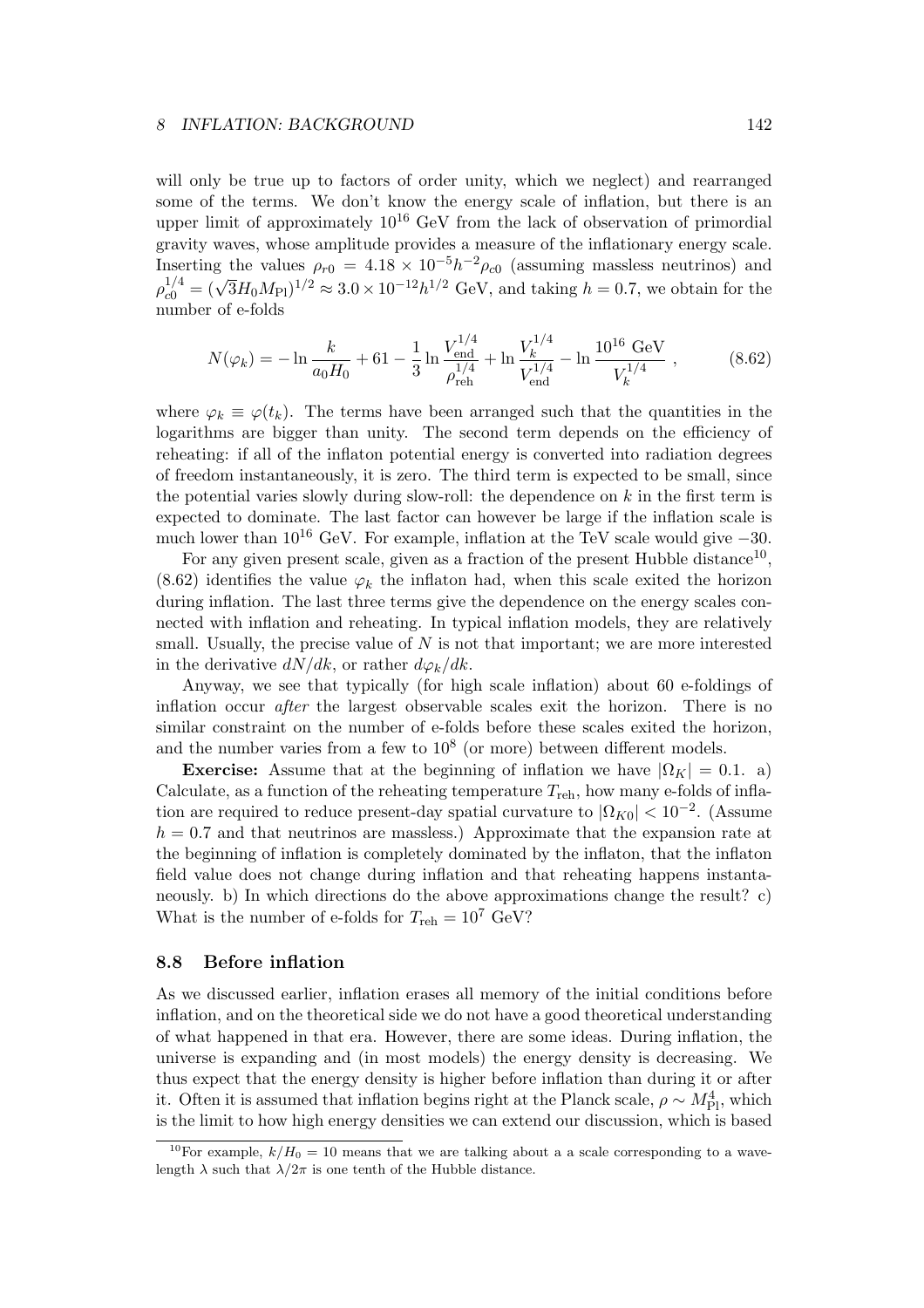will only be true up to factors of order unity, which we neglect) and rearranged some of the terms. We don't know the energy scale of inflation, but there is an upper limit of approximately $10^{16}$ GeV from the lack of observation of primordial gravity waves, whose amplitude provides a measure of the inflationary energy scale. Inserting the values $\rho_{r0} = 4.18 \times 10^{-5} h^{-2} \rho_{c0}$ (assuming massless neutrinos) and $\rho_{c0}^{1/4} = (\sqrt{3} H_0 M_{\rm Pl})^{1/2} \approx 3.0 \times 10^{-12} h^{1/2}$ GeV, and taking $h = 0.7$, we obtain for the number of e-folds

$$N(\varphi_k) = -\ln \frac{k}{a_0 H_0} + 61 - \frac{1}{3} \ln \frac{V_{\rm end}^{1/4}}{\rho_{\rm reh}^{1/4}} + \ln \frac{V_k^{1/4}}{V_{\rm end}^{1/4}} - \ln \frac{10^{16}\ \text{GeV}}{V_k^{1/4}} , \tag{8.62}$$

where $\varphi_k \equiv \varphi(t_k)$. The terms have been arranged such that the quantities in the logarithms are bigger than unity. The second term depends on the efficiency of reheating: if all of the inflaton potential energy is converted into radiation degrees of freedom instantaneously, it is zero. The third term is expected to be small, since the potential varies slowly during slow-roll: the dependence on $k$ in the first term is expected to dominate. The last factor can however be large if the inflation scale is much lower than $10^{16}$ GeV. For example, inflation at the TeV scale would give $-30$.

For any given present scale, given as a fraction of the present Hubble distance[10], (8.62) identifies the value $\varphi_k$ the inflaton had, when this scale exited the horizon during inflation. The last three terms give the dependence on the energy scales connected with inflation and reheating. In typical inflation models, they are relatively small. Usually, the precise value of $N$ is not that important; we are more interested in the derivative $dN/dk$, or rather $d\varphi_k/dk$.

Anyway, we see that typically (for high scale inflation) about 60 e-foldings of inflation occur *after* the largest observable scales exit the horizon. There is no similar constraint on the number of e-folds before these scales exited the horizon, and the number varies from a few to $10^8$ (or more) between different models.

**Exercise:** Assume that at the beginning of inflation we have $|\Omega_K| = 0.1$. a) Calculate, as a function of the reheating temperature $T_{\rm reh}$, how many e-folds of inflation are required to reduce present-day spatial curvature to $|\Omega_{K0}| < 10^{-2}$. (Assume $h = 0.7$ and that neutrinos are massless.) Approximate that the expansion rate at the beginning of inflation is completely dominated by the inflaton, that the inflaton field value does not change during inflation and that reheating happens instantaneously. b) In which directions do the above approximations change the result? c) What is the number of e-folds for $T_{\rm reh} = 10^7$ GeV?

### 8.8 Before inflation

As we discussed earlier, inflation erases all memory of the initial conditions before inflation, and on the theoretical side we do not have a good theoretical understanding of what happened in that era. However, there are some ideas. During inflation, the universe is expanding and (in most models) the energy density is decreasing. We thus expect that the energy density is higher before inflation than during it or after it. Often it is assumed that inflation begins right at the Planck scale, $\rho \sim M_{\rm Pl}^4$, which is the limit to how high energy densities we can extend our discussion, which is based

[10] For example, $k/H_0 = 10$ means that we are talking about a a scale corresponding to a wavelength $\lambda$ such that $\lambda/2\pi$ is one tenth of the Hubble distance.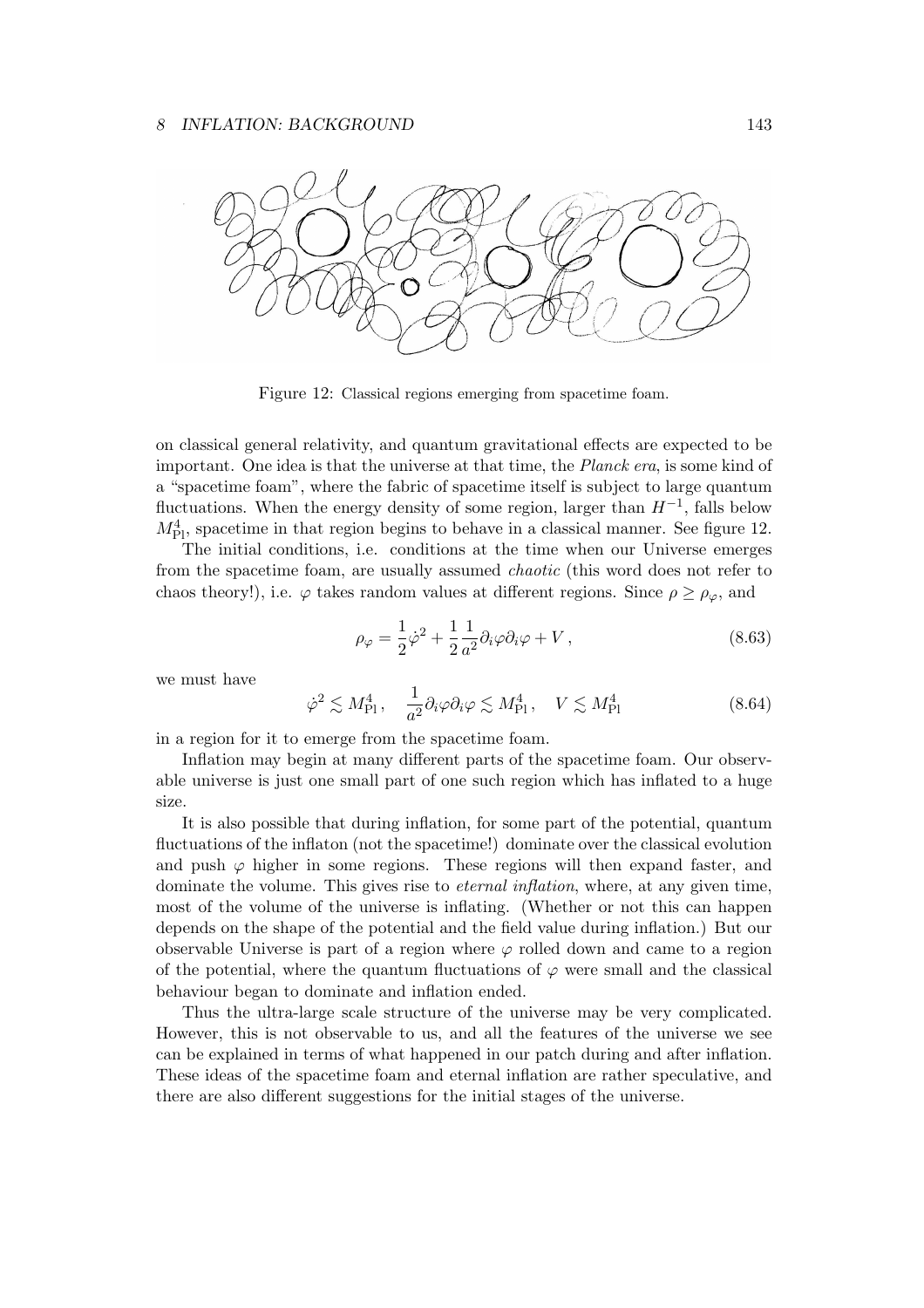Figure 12: Classical regions emerging from spacetime foam.

on classical general relativity, and quantum gravitational effects are expected to be important. One idea is that the universe at that time, the *Planck era*, is some kind of a "spacetime foam", where the fabric of spacetime itself is subject to large quantum fluctuations. When the energy density of some region, larger than $H^{-1}$, falls below $M_{\rm Pl}^4$, spacetime in that region begins to behave in a classical manner. See figure 12.

The initial conditions, i.e. conditions at the time when our Universe emerges from the spacetime foam, are usually assumed *chaotic* (this word does not refer to chaos theory!), i.e. $\varphi$ takes random values at different regions. Since $\rho \geq \rho_\varphi$, and

$$\rho_\varphi = \frac{1}{2}\dot{\varphi}^2 + \frac{1}{2}\frac{1}{a^2}\partial_i\varphi\partial_i\varphi + V \,, \tag{8.63}$$

we must have

$$\dot{\varphi}^2 \lesssim M_{\rm Pl}^4 \,, \quad \frac{1}{a^2}\partial_i\varphi\partial_i\varphi \lesssim M_{\rm Pl}^4 \,, \quad V \lesssim M_{\rm Pl}^4 \tag{8.64}$$

in a region for it to emerge from the spacetime foam.

Inflation may begin at many different parts of the spacetime foam. Our observable universe is just one small part of one such region which has inflated to a huge size.

It is also possible that during inflation, for some part of the potential, quantum fluctuations of the inflaton (not the spacetime!) dominate over the classical evolution and push $\varphi$ higher in some regions. These regions will then expand faster, and dominate the volume. This gives rise to *eternal inflation*, where, at any given time, most of the volume of the universe is inflating. (Whether or not this can happen depends on the shape of the potential and the field value during inflation.) But our observable Universe is part of a region where $\varphi$ rolled down and came to a region of the potential, where the quantum fluctuations of $\varphi$ were small and the classical behaviour began to dominate and inflation ended.

Thus the ultra-large scale structure of the universe may be very complicated. However, this is not observable to us, and all the features of the universe we see can be explained in terms of what happened in our patch during and after inflation. These ideas of the spacetime foam and eternal inflation are rather speculative, and there are also different suggestions for the initial stages of the universe.